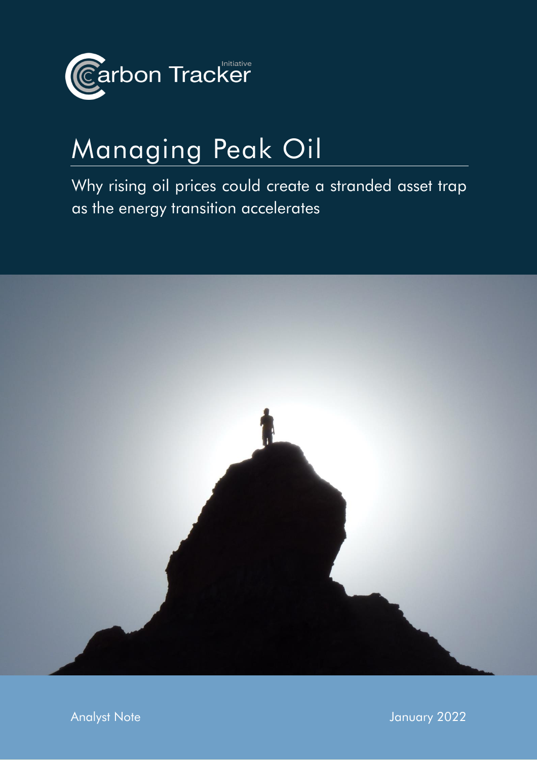Carbon Tracker Initiative

# Managing Peak Oil

Why rising oil prices could create a stranded asset trap as the energy transition accelerates

Analyst Note

January 2022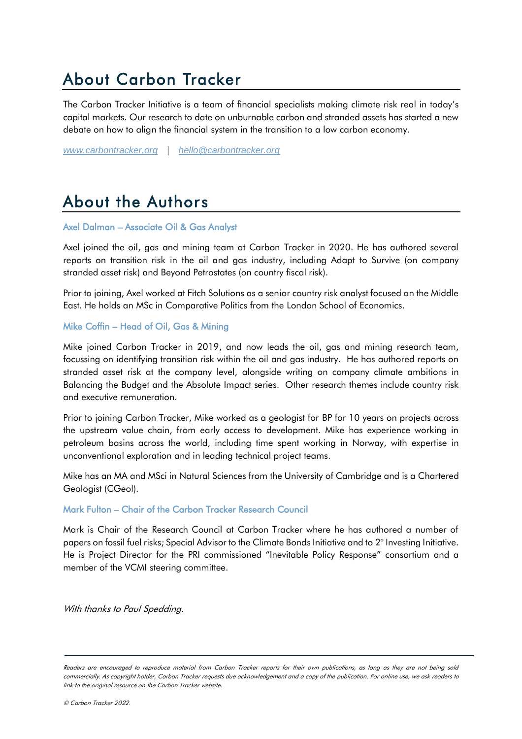# About Carbon Tracker

The Carbon Tracker Initiative is a team of financial specialists making climate risk real in today's capital markets. Our research to date on unburnable carbon and stranded assets has started a new debate on how to align the financial system in the transition to a low carbon economy.

[www.carbontracker.org](http://www.carbontracker.org) | [hello@carbontracker.org](mailto:hello@carbontracker.org)

# About the Authors

### Axel Dalman – Associate Oil & Gas Analyst

Axel joined the oil, gas and mining team at Carbon Tracker in 2020. He has authored several reports on transition risk in the oil and gas industry, including Adapt to Survive (on company stranded asset risk) and Beyond Petrostates (on country fiscal risk).

Prior to joining, Axel worked at Fitch Solutions as a senior country risk analyst focused on the Middle East. He holds an MSc in Comparative Politics from the London School of Economics.

### Mike Coffin – Head of Oil, Gas & Mining

Mike joined Carbon Tracker in 2019, and now leads the oil, gas and mining research team, focussing on identifying transition risk within the oil and gas industry. He has authored reports on stranded asset risk at the company level, alongside writing on company climate ambitions in Balancing the Budget and the Absolute Impact series. Other research themes include country risk and executive remuneration.

Prior to joining Carbon Tracker, Mike worked as a geologist for BP for 10 years on projects across the upstream value chain, from early access to development. Mike has experience working in petroleum basins across the world, including time spent working in Norway, with expertise in unconventional exploration and in leading technical project teams.

Mike has an MA and MSci in Natural Sciences from the University of Cambridge and is a Chartered Geologist (CGeol).

### Mark Fulton – Chair of the Carbon Tracker Research Council

Mark is Chair of the Research Council at Carbon Tracker where he has authored a number of papers on fossil fuel risks; Special Advisor to the Climate Bonds Initiative and to 2° Investing Initiative. He is Project Director for the PRI commissioned "Inevitable Policy Response" consortium and a member of the VCMI steering committee.

*With thanks to Paul Spedding.*

*Readers are encouraged to reproduce material from Carbon Tracker reports for their own publications, as long as they are not being sold commercially. As copyright holder, Carbon Tracker requests due acknowledgement and a copy of the publication. For online use, we ask readers to link to the original resource on the Carbon Tracker website.*

*© Carbon Tracker 2022.*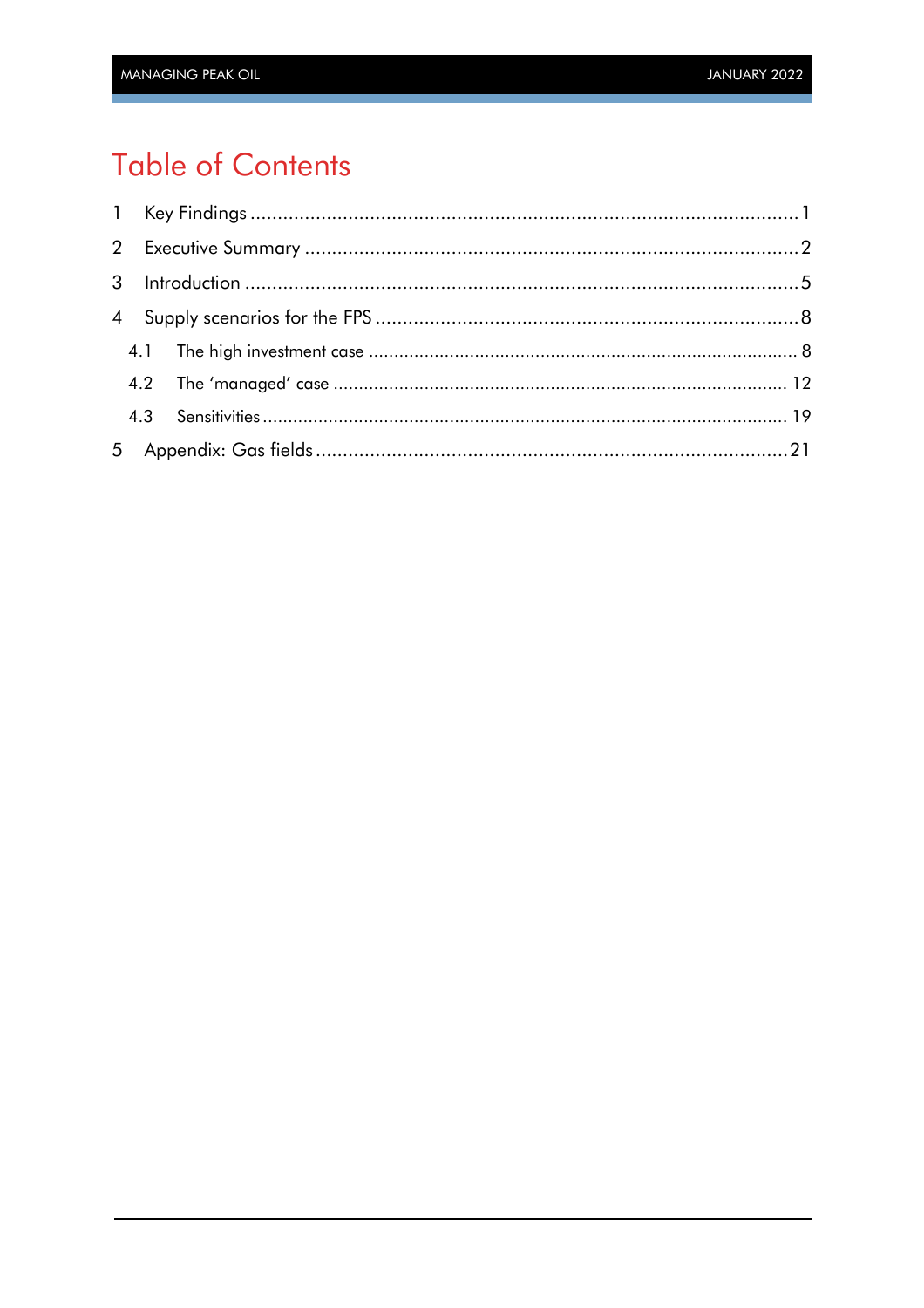# Table of Contents

1 Key Findings ........................................................................................................ 1

2 Executive Summary ............................................................................................. 2

3 Introduction ........................................................................................................ 5

4 Supply scenarios for the FPS ................................................................................ 8

  4.1 The high investment case .............................................................................. 8

  4.2 The 'managed' case ...................................................................................... 12

  4.3 Sensitivities ................................................................................................... 19

5 Appendix: Gas fields .......................................................................................... 21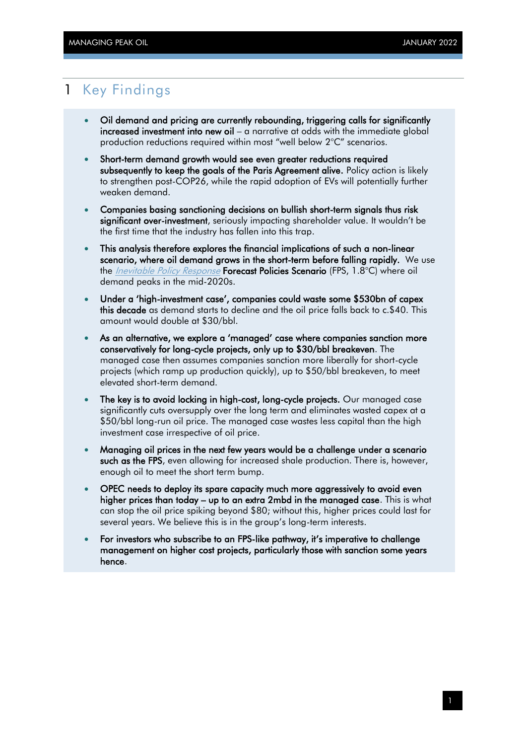# 1 Key Findings

- **Oil demand and pricing are currently rebounding, triggering calls for significantly increased investment into new oil** – a narrative at odds with the immediate global production reductions required within most "well below 2°C" scenarios.
- **Short-term demand growth would see even greater reductions required subsequently to keep the goals of the Paris Agreement alive.** Policy action is likely to strengthen post-COP26, while the rapid adoption of EVs will potentially further weaken demand.
- **Companies basing sanctioning decisions on bullish short-term signals thus risk significant over-investment**, seriously impacting shareholder value. It wouldn't be the first time that the industry has fallen into this trap.
- **This analysis therefore explores the financial implications of such a non-linear scenario, where oil demand grows in the short-term before falling rapidly.** We use the *Inevitable Policy Response* **Forecast Policies Scenario** (FPS, 1.8°C) where oil demand peaks in the mid-2020s.
- **Under a 'high-investment case', companies could waste some $530bn of capex this decade** as demand starts to decline and the oil price falls back to c.$40. This amount would double at $30/bbl.
- **As an alternative, we explore a 'managed' case where companies sanction more conservatively for long-cycle projects, only up to $30/bbl breakeven**. The managed case then assumes companies sanction more liberally for short-cycle projects (which ramp up production quickly), up to $50/bbl breakeven, to meet elevated short-term demand.
- **The key is to avoid locking in high-cost, long-cycle projects.** Our managed case significantly cuts oversupply over the long term and eliminates wasted capex at a $50/bbl long-run oil price. The managed case wastes less capital than the high investment case irrespective of oil price.
- **Managing oil prices in the next few years would be a challenge under a scenario such as the FPS**, even allowing for increased shale production. There is, however, enough oil to meet the short term bump.
- **OPEC needs to deploy its spare capacity much more aggressively to avoid even higher prices than today – up to an extra 2mbd in the managed case**. This is what can stop the oil price spiking beyond $80; without this, higher prices could last for several years. We believe this is in the group's long-term interests.
- **For investors who subscribe to an FPS-like pathway, it's imperative to challenge management on higher cost projects, particularly those with sanction some years hence**.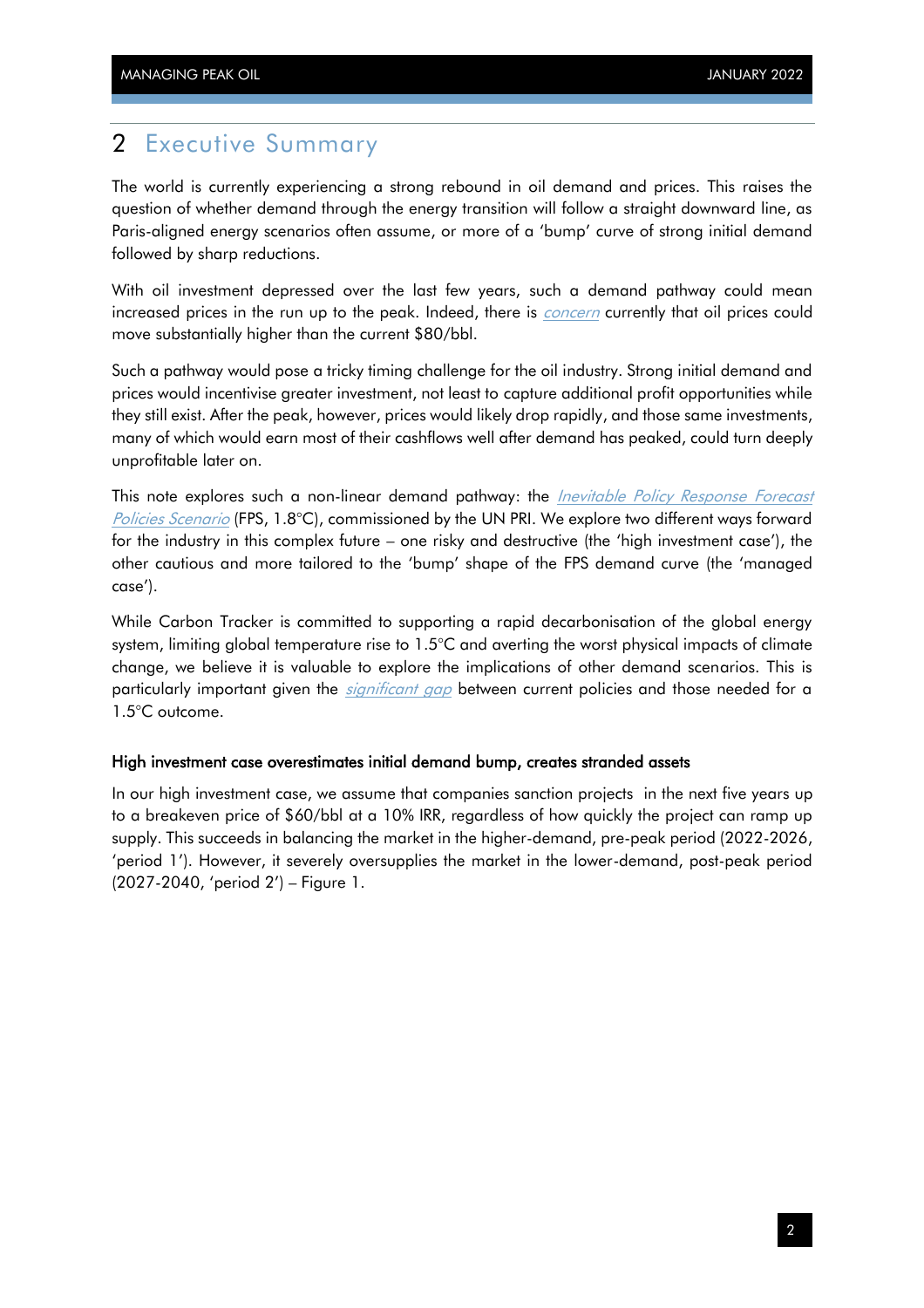## 2 Executive Summary

The world is currently experiencing a strong rebound in oil demand and prices. This raises the question of whether demand through the energy transition will follow a straight downward line, as Paris-aligned energy scenarios often assume, or more of a 'bump' curve of strong initial demand followed by sharp reductions.

With oil investment depressed over the last few years, such a demand pathway could mean increased prices in the run up to the peak. Indeed, there is *concern* currently that oil prices could move substantially higher than the current $80/bbl.

Such a pathway would pose a tricky timing challenge for the oil industry. Strong initial demand and prices would incentivise greater investment, not least to capture additional profit opportunities while they still exist. After the peak, however, prices would likely drop rapidly, and those same investments, many of which would earn most of their cashflows well after demand has peaked, could turn deeply unprofitable later on.

This note explores such a non-linear demand pathway: the *Inevitable Policy Response Forecast Policies Scenario* (FPS, 1.8°C), commissioned by the UN PRI. We explore two different ways forward for the industry in this complex future – one risky and destructive (the 'high investment case'), the other cautious and more tailored to the 'bump' shape of the FPS demand curve (the 'managed case').

While Carbon Tracker is committed to supporting a rapid decarbonisation of the global energy system, limiting global temperature rise to 1.5°C and averting the worst physical impacts of climate change, we believe it is valuable to explore the implications of other demand scenarios. This is particularly important given the *significant gap* between current policies and those needed for a 1.5°C outcome.

**High investment case overestimates initial demand bump, creates stranded assets**

In our high investment case, we assume that companies sanction projects in the next five years up to a breakeven price of $60/bbl at a 10% IRR, regardless of how quickly the project can ramp up supply. This succeeds in balancing the market in the higher-demand, pre-peak period (2022-2026, 'period 1'). However, it severely oversupplies the market in the lower-demand, post-peak period (2027-2040, 'period 2') – Figure 1.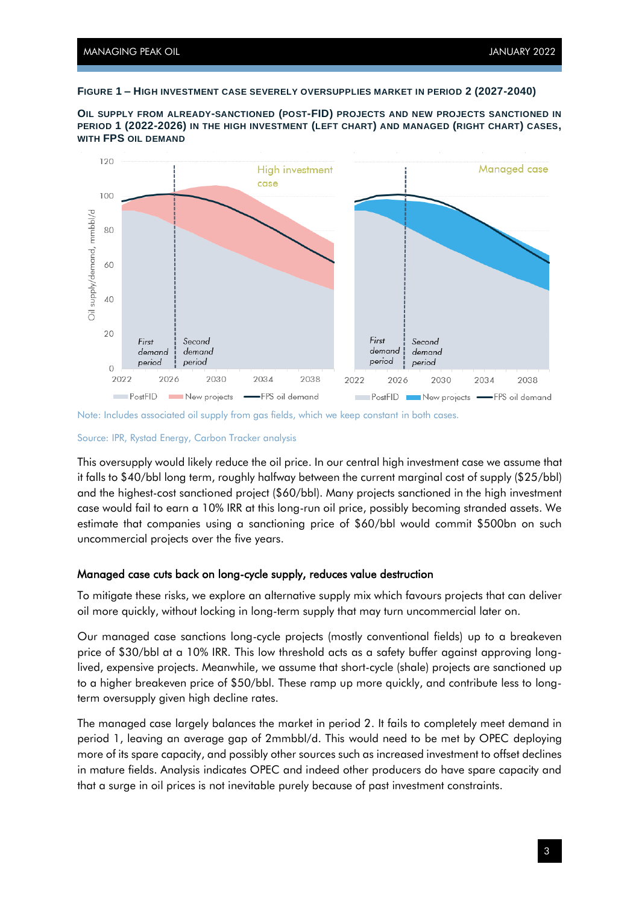**FIGURE 1 – HIGH INVESTMENT CASE SEVERELY OVERSUPPLIES MARKET IN PERIOD 2 (2027-2040)**

**OIL SUPPLY FROM ALREADY-SANCTIONED (POST-FID) PROJECTS AND NEW PROJECTS SANCTIONED IN PERIOD 1 (2022-2026) IN THE HIGH INVESTMENT (LEFT CHART) AND MANAGED (RIGHT CHART) CASES, WITH FPS OIL DEMAND**

Note: Includes associated oil supply from gas fields, which we keep constant in both cases.

Source: IPR, Rystad Energy, Carbon Tracker analysis

This oversupply would likely reduce the oil price. In our central high investment case we assume that it falls to $40/bbl long term, roughly halfway between the current marginal cost of supply ($25/bbl) and the highest-cost sanctioned project ($60/bbl). Many projects sanctioned in the high investment case would fail to earn a 10% IRR at this long-run oil price, possibly becoming stranded assets. We estimate that companies using a sanctioning price of $60/bbl would commit $500bn on such uncommercial projects over the five years.

### Managed case cuts back on long-cycle supply, reduces value destruction

To mitigate these risks, we explore an alternative supply mix which favours projects that can deliver oil more quickly, without locking in long-term supply that may turn uncommercial later on.

Our managed case sanctions long-cycle projects (mostly conventional fields) up to a breakeven price of $30/bbl at a 10% IRR. This low threshold acts as a safety buffer against approving long-lived, expensive projects. Meanwhile, we assume that short-cycle (shale) projects are sanctioned up to a higher breakeven price of $50/bbl. These ramp up more quickly, and contribute less to long-term oversupply given high decline rates.

The managed case largely balances the market in period 2. It fails to completely meet demand in period 1, leaving an average gap of 2mmbbl/d. This would need to be met by OPEC deploying more of its spare capacity, and possibly other sources such as increased investment to offset declines in mature fields. Analysis indicates OPEC and indeed other producers do have spare capacity and that a surge in oil prices is not inevitable purely because of past investment constraints.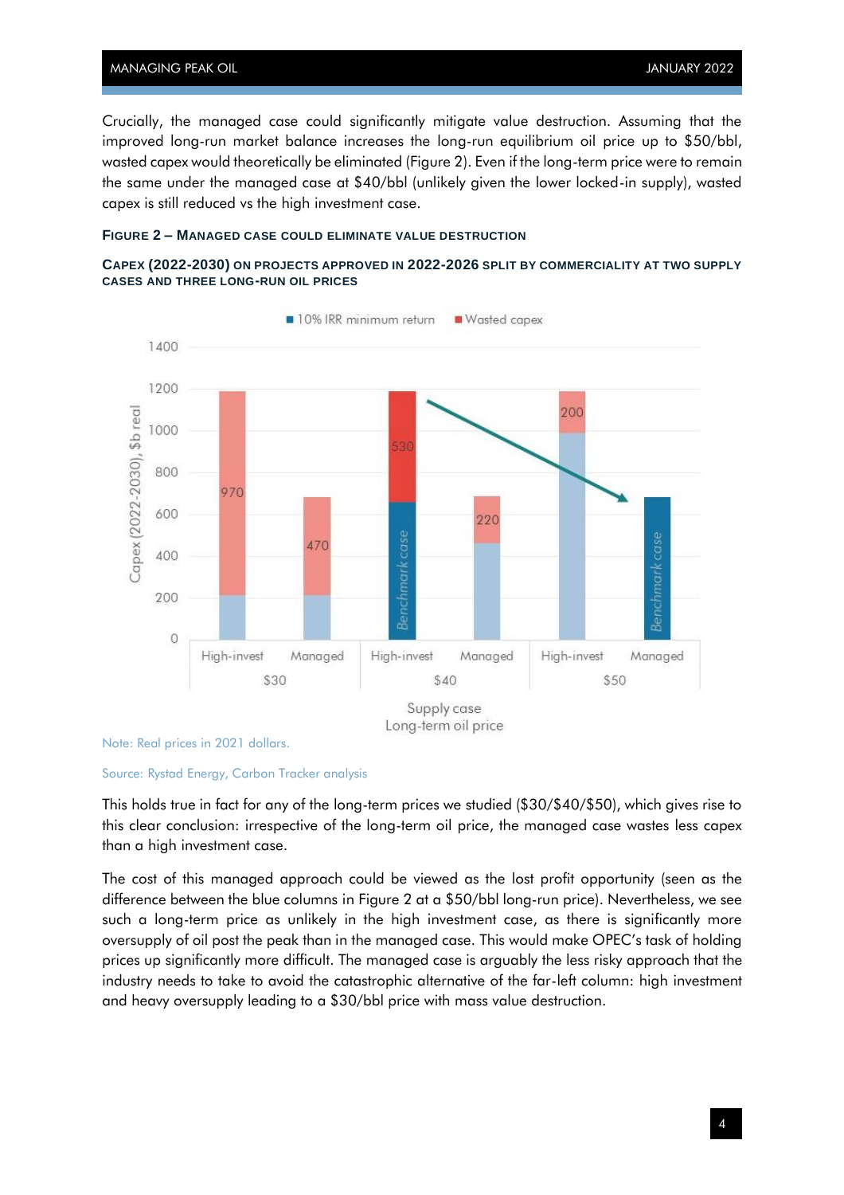Crucially, the managed case could significantly mitigate value destruction. Assuming that the improved long-run market balance increases the long-run equilibrium oil price up to $50/bbl, wasted capex would theoretically be eliminated (Figure 2). Even if the long-term price were to remain the same under the managed case at $40/bbl (unlikely given the lower locked-in supply), wasted capex is still reduced vs the high investment case.

**FIGURE 2 – MANAGED CASE COULD ELIMINATE VALUE DESTRUCTION**

**CAPEX (2022-2030) ON PROJECTS APPROVED IN 2022-2026 SPLIT BY COMMERCIALITY AT TWO SUPPLY CASES AND THREE LONG-RUN OIL PRICES**

| Long-term oil price | Supply case | Wasted capex ($b real) |
|---|---|---|
| $30 | High-invest | 970 |
| $30 | Managed | 470 |
| $40 | High-invest | 530 |
| $40 | Managed | 220 |
| $50 | High-invest | 200 |
| $50 | Managed | – |

Note: Real prices in 2021 dollars.

Source: Rystad Energy, Carbon Tracker analysis

This holds true in fact for any of the long-term prices we studied ($30/$40/$50), which gives rise to this clear conclusion: irrespective of the long-term oil price, the managed case wastes less capex than a high investment case.

The cost of this managed approach could be viewed as the lost profit opportunity (seen as the difference between the blue columns in Figure 2 at a $50/bbl long-run price). Nevertheless, we see such a long-term price as unlikely in the high investment case, as there is significantly more oversupply of oil post the peak than in the managed case. This would make OPEC's task of holding prices up significantly more difficult. The managed case is arguably the less risky approach that the industry needs to take to avoid the catastrophic alternative of the far-left column: high investment and heavy oversupply leading to a $30/bbl price with mass value destruction.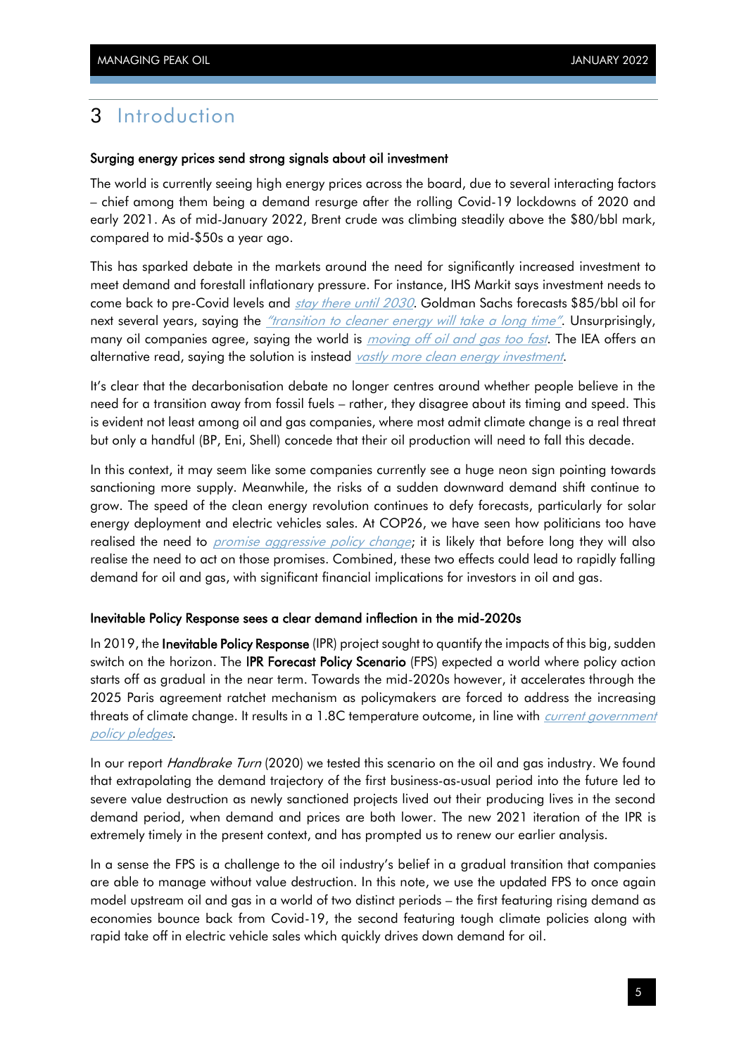# 3 Introduction

**Surging energy prices send strong signals about oil investment**

The world is currently seeing high energy prices across the board, due to several interacting factors – chief among them being a demand resurge after the rolling Covid-19 lockdowns of 2020 and early 2021. As of mid-January 2022, Brent crude was climbing steadily above the $80/bbl mark, compared to mid-$50s a year ago.

This has sparked debate in the markets around the need for significantly increased investment to meet demand and forestall inflationary pressure. For instance, IHS Markit says investment needs to come back to pre-Covid levels and *stay there until 2030*. Goldman Sachs forecasts $85/bbl oil for next several years, saying the *"transition to cleaner energy will take a long time"*. Unsurprisingly, many oil companies agree, saying the world is *moving off oil and gas too fast*. The IEA offers an alternative read, saying the solution is instead *vastly more clean energy investment*.

It's clear that the decarbonisation debate no longer centres around whether people believe in the need for a transition away from fossil fuels – rather, they disagree about its timing and speed. This is evident not least among oil and gas companies, where most admit climate change is a real threat but only a handful (BP, Eni, Shell) concede that their oil production will need to fall this decade.

In this context, it may seem like some companies currently see a huge neon sign pointing towards sanctioning more supply. Meanwhile, the risks of a sudden downward demand shift continue to grow. The speed of the clean energy revolution continues to defy forecasts, particularly for solar energy deployment and electric vehicles sales. At COP26, we have seen how politicians too have realised the need to *promise aggressive policy change*; it is likely that before long they will also realise the need to act on those promises. Combined, these two effects could lead to rapidly falling demand for oil and gas, with significant financial implications for investors in oil and gas.

**Inevitable Policy Response sees a clear demand inflection in the mid-2020s**

In 2019, the **Inevitable Policy Response** (IPR) project sought to quantify the impacts of this big, sudden switch on the horizon. The **IPR Forecast Policy Scenario** (FPS) expected a world where policy action starts off as gradual in the near term. Towards the mid-2020s however, it accelerates through the 2025 Paris agreement ratchet mechanism as policymakers are forced to address the increasing threats of climate change. It results in a 1.8C temperature outcome, in line with *current government policy pledges*.

In our report *Handbrake Turn* (2020) we tested this scenario on the oil and gas industry. We found that extrapolating the demand trajectory of the first business-as-usual period into the future led to severe value destruction as newly sanctioned projects lived out their producing lives in the second demand period, when demand and prices are both lower. The new 2021 iteration of the IPR is extremely timely in the present context, and has prompted us to renew our earlier analysis.

In a sense the FPS is a challenge to the oil industry's belief in a gradual transition that companies are able to manage without value destruction. In this note, we use the updated FPS to once again model upstream oil and gas in a world of two distinct periods – the first featuring rising demand as economies bounce back from Covid-19, the second featuring tough climate policies along with rapid take off in electric vehicle sales which quickly drives down demand for oil.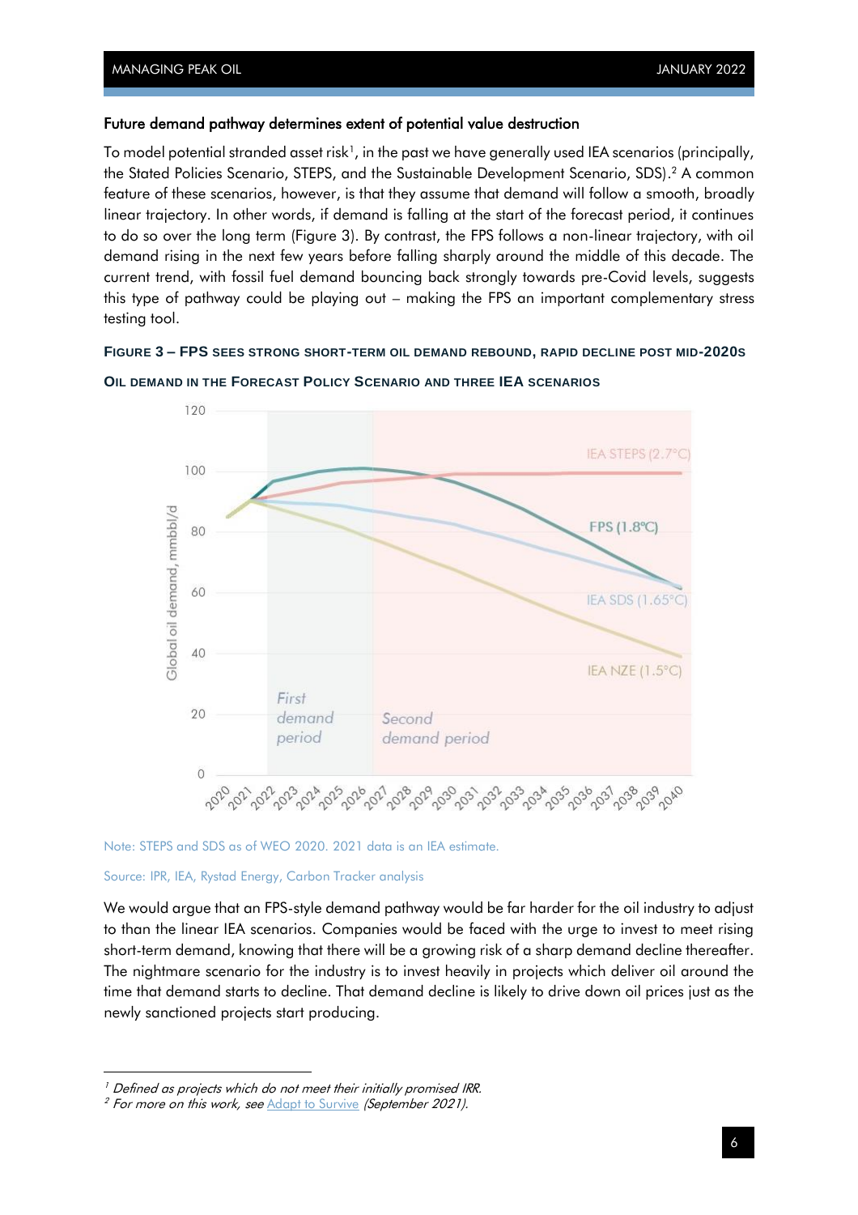### Future demand pathway determines extent of potential value destruction

To model potential stranded asset risk[1], in the past we have generally used IEA scenarios (principally, the Stated Policies Scenario, STEPS, and the Sustainable Development Scenario, SDS).[2] A common feature of these scenarios, however, is that they assume that demand will follow a smooth, broadly linear trajectory. In other words, if demand is falling at the start of the forecast period, it continues to do so over the long term (Figure 3). By contrast, the FPS follows a non-linear trajectory, with oil demand rising in the next few years before falling sharply around the middle of this decade. The current trend, with fossil fuel demand bouncing back strongly towards pre-Covid levels, suggests this type of pathway could be playing out – making the FPS an important complementary stress testing tool.

**FIGURE 3 – FPS SEES STRONG SHORT-TERM OIL DEMAND REBOUND, RAPID DECLINE POST MID-2020S**

**OIL DEMAND IN THE FORECAST POLICY SCENARIO AND THREE IEA SCENARIOS**

Note: STEPS and SDS as of WEO 2020. 2021 data is an IEA estimate.

Source: IPR, IEA, Rystad Energy, Carbon Tracker analysis

We would argue that an FPS-style demand pathway would be far harder for the oil industry to adjust to than the linear IEA scenarios. Companies would be faced with the urge to invest to meet rising short-term demand, knowing that there will be a growing risk of a sharp demand decline thereafter. The nightmare scenario for the industry is to invest heavily in projects which deliver oil around the time that demand starts to decline. That demand decline is likely to drive down oil prices just as the newly sanctioned projects start producing.

---

[1] *Defined as projects which do not meet their initially promised IRR.*

[2] *For more on this work, see* Adapt to Survive *(September 2021).*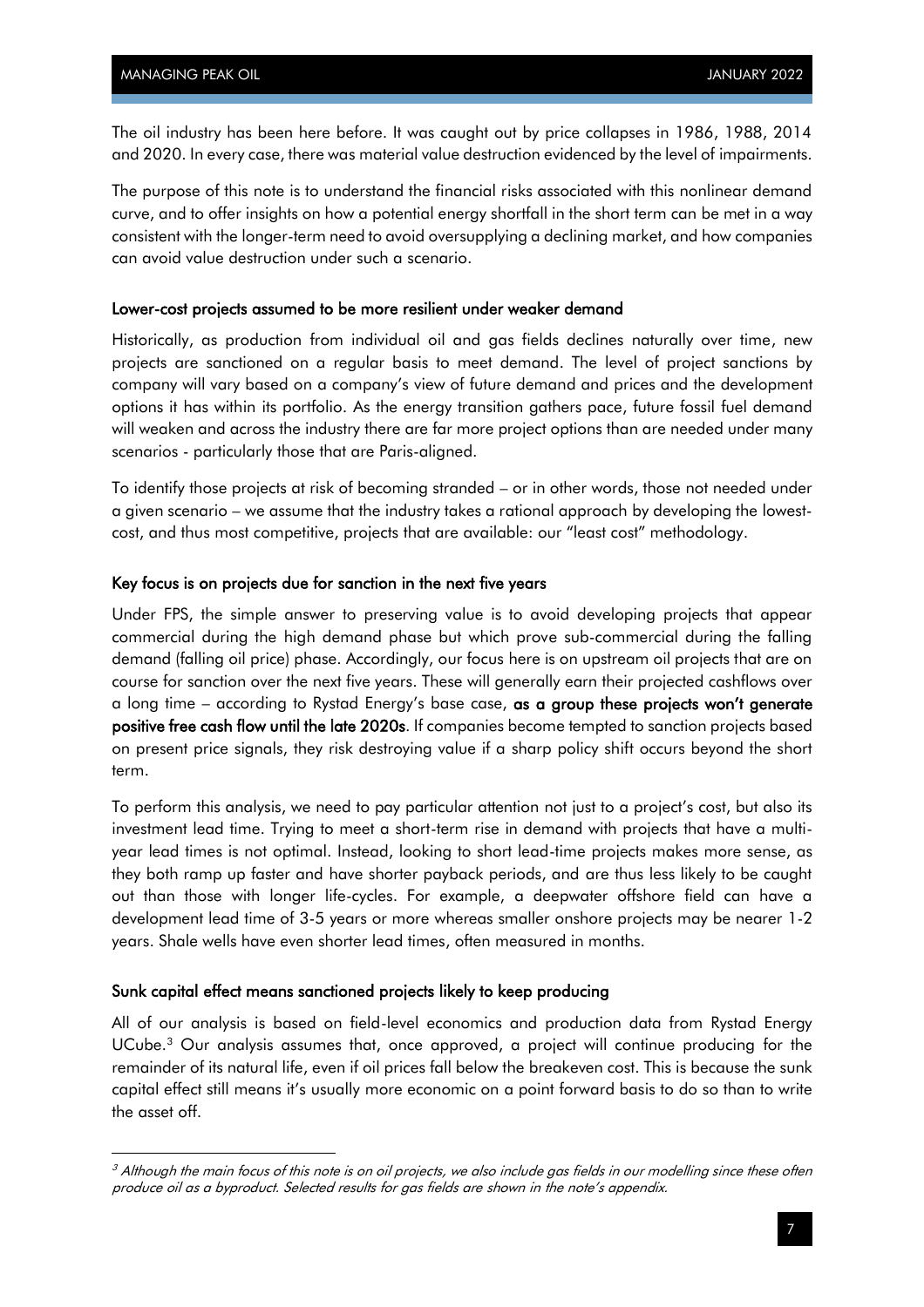The oil industry has been here before. It was caught out by price collapses in 1986, 1988, 2014 and 2020. In every case, there was material value destruction evidenced by the level of impairments.

The purpose of this note is to understand the financial risks associated with this nonlinear demand curve, and to offer insights on how a potential energy shortfall in the short term can be met in a way consistent with the longer-term need to avoid oversupplying a declining market, and how companies can avoid value destruction under such a scenario.

### Lower-cost projects assumed to be more resilient under weaker demand

Historically, as production from individual oil and gas fields declines naturally over time, new projects are sanctioned on a regular basis to meet demand. The level of project sanctions by company will vary based on a company's view of future demand and prices and the development options it has within its portfolio. As the energy transition gathers pace, future fossil fuel demand will weaken and across the industry there are far more project options than are needed under many scenarios - particularly those that are Paris-aligned.

To identify those projects at risk of becoming stranded – or in other words, those not needed under a given scenario – we assume that the industry takes a rational approach by developing the lowest-cost, and thus most competitive, projects that are available: our "least cost" methodology.

### Key focus is on projects due for sanction in the next five years

Under FPS, the simple answer to preserving value is to avoid developing projects that appear commercial during the high demand phase but which prove sub-commercial during the falling demand (falling oil price) phase. Accordingly, our focus here is on upstream oil projects that are on course for sanction over the next five years. These will generally earn their projected cashflows over a long time – according to Rystad Energy's base case, **as a group these projects won't generate positive free cash flow until the late 2020s**. If companies become tempted to sanction projects based on present price signals, they risk destroying value if a sharp policy shift occurs beyond the short term.

To perform this analysis, we need to pay particular attention not just to a project's cost, but also its investment lead time. Trying to meet a short-term rise in demand with projects that have a multi-year lead times is not optimal. Instead, looking to short lead-time projects makes more sense, as they both ramp up faster and have shorter payback periods, and are thus less likely to be caught out than those with longer life-cycles. For example, a deepwater offshore field can have a development lead time of 3-5 years or more whereas smaller onshore projects may be nearer 1-2 years. Shale wells have even shorter lead times, often measured in months.

### Sunk capital effect means sanctioned projects likely to keep producing

All of our analysis is based on field-level economics and production data from Rystad Energy UCube.[3] Our analysis assumes that, once approved, a project will continue producing for the remainder of its natural life, even if oil prices fall below the breakeven cost. This is because the sunk capital effect still means it's usually more economic on a point forward basis to do so than to write the asset off.

---

[3] *Although the main focus of this note is on oil projects, we also include gas fields in our modelling since these often produce oil as a byproduct. Selected results for gas fields are shown in the note's appendix.*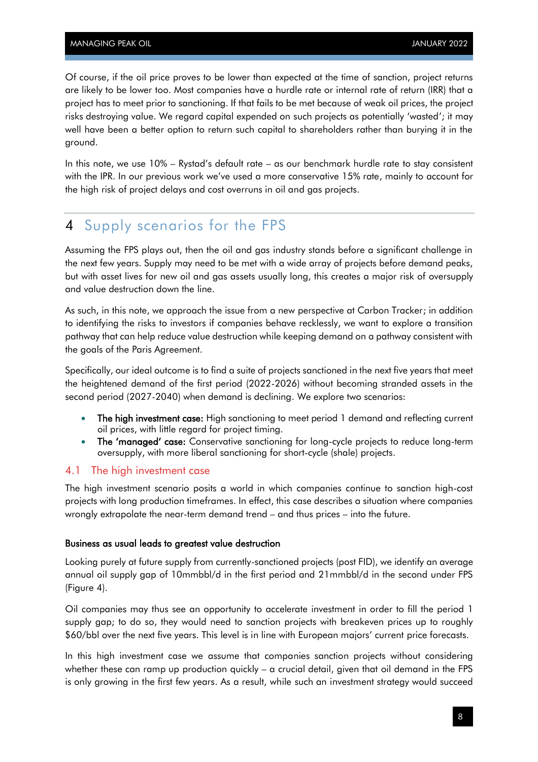Of course, if the oil price proves to be lower than expected at the time of sanction, project returns are likely to be lower too. Most companies have a hurdle rate or internal rate of return (IRR) that a project has to meet prior to sanctioning. If that fails to be met because of weak oil prices, the project risks destroying value. We regard capital expended on such projects as potentially 'wasted'; it may well have been a better option to return such capital to shareholders rather than burying it in the ground.

In this note, we use 10% – Rystad's default rate – as our benchmark hurdle rate to stay consistent with the IPR. In our previous work we've used a more conservative 15% rate, mainly to account for the high risk of project delays and cost overruns in oil and gas projects.

# 4 Supply scenarios for the FPS

Assuming the FPS plays out, then the oil and gas industry stands before a significant challenge in the next few years. Supply may need to be met with a wide array of projects before demand peaks, but with asset lives for new oil and gas assets usually long, this creates a major risk of oversupply and value destruction down the line.

As such, in this note, we approach the issue from a new perspective at Carbon Tracker; in addition to identifying the risks to investors if companies behave recklessly, we want to explore a transition pathway that can help reduce value destruction while keeping demand on a pathway consistent with the goals of the Paris Agreement.

Specifically, our ideal outcome is to find a suite of projects sanctioned in the next five years that meet the heightened demand of the first period (2022-2026) without becoming stranded assets in the second period (2027-2040) when demand is declining. We explore two scenarios:

- **The high investment case:** High sanctioning to meet period 1 demand and reflecting current oil prices, with little regard for project timing.
- **The 'managed' case:** Conservative sanctioning for long-cycle projects to reduce long-term oversupply, with more liberal sanctioning for short-cycle (shale) projects.

## 4.1 The high investment case

The high investment scenario posits a world in which companies continue to sanction high-cost projects with long production timeframes. In effect, this case describes a situation where companies wrongly extrapolate the near-term demand trend – and thus prices – into the future.

### Business as usual leads to greatest value destruction

Looking purely at future supply from currently-sanctioned projects (post FID), we identify an average annual oil supply gap of 10mmbbl/d in the first period and 21mmbbl/d in the second under FPS (Figure 4).

Oil companies may thus see an opportunity to accelerate investment in order to fill the period 1 supply gap; to do so, they would need to sanction projects with breakeven prices up to roughly \$60/bbl over the next five years. This level is in line with European majors' current price forecasts.

In this high investment case we assume that companies sanction projects without considering whether these can ramp up production quickly – a crucial detail, given that oil demand in the FPS is only growing in the first few years. As a result, while such an investment strategy would succeed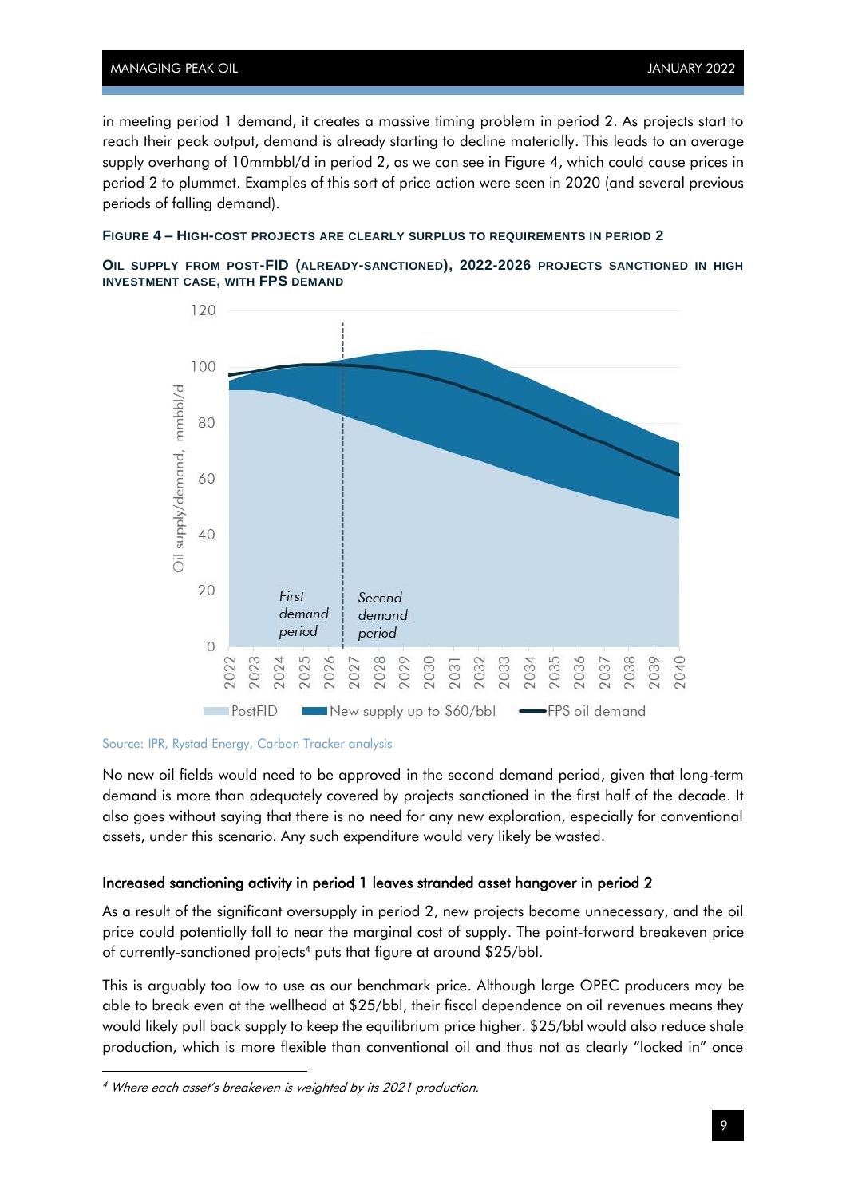in meeting period 1 demand, it creates a massive timing problem in period 2. As projects start to reach their peak output, demand is already starting to decline materially. This leads to an average supply overhang of 10mmbbl/d in period 2, as we can see in Figure 4, which could cause prices in period 2 to plummet. Examples of this sort of price action were seen in 2020 (and several previous periods of falling demand).

**FIGURE 4 – HIGH-COST PROJECTS ARE CLEARLY SURPLUS TO REQUIREMENTS IN PERIOD 2**

**OIL SUPPLY FROM POST-FID (ALREADY-SANCTIONED), 2022-2026 PROJECTS SANCTIONED IN HIGH INVESTMENT CASE, WITH FPS DEMAND**

Source: IPR, Rystad Energy, Carbon Tracker analysis

No new oil fields would need to be approved in the second demand period, given that long-term demand is more than adequately covered by projects sanctioned in the first half of the decade. It also goes without saying that there is no need for any new exploration, especially for conventional assets, under this scenario. Any such expenditure would very likely be wasted.

### Increased sanctioning activity in period 1 leaves stranded asset hangover in period 2

As a result of the significant oversupply in period 2, new projects become unnecessary, and the oil price could potentially fall to near the marginal cost of supply. The point-forward breakeven price of currently-sanctioned projects[4] puts that figure at around $25/bbl.

This is arguably too low to use as our benchmark price. Although large OPEC producers may be able to break even at the wellhead at $25/bbl, their fiscal dependence on oil revenues means they would likely pull back supply to keep the equilibrium price higher. $25/bbl would also reduce shale production, which is more flexible than conventional oil and thus not as clearly "locked in" once

---

[4] *Where each asset's breakeven is weighted by its 2021 production.*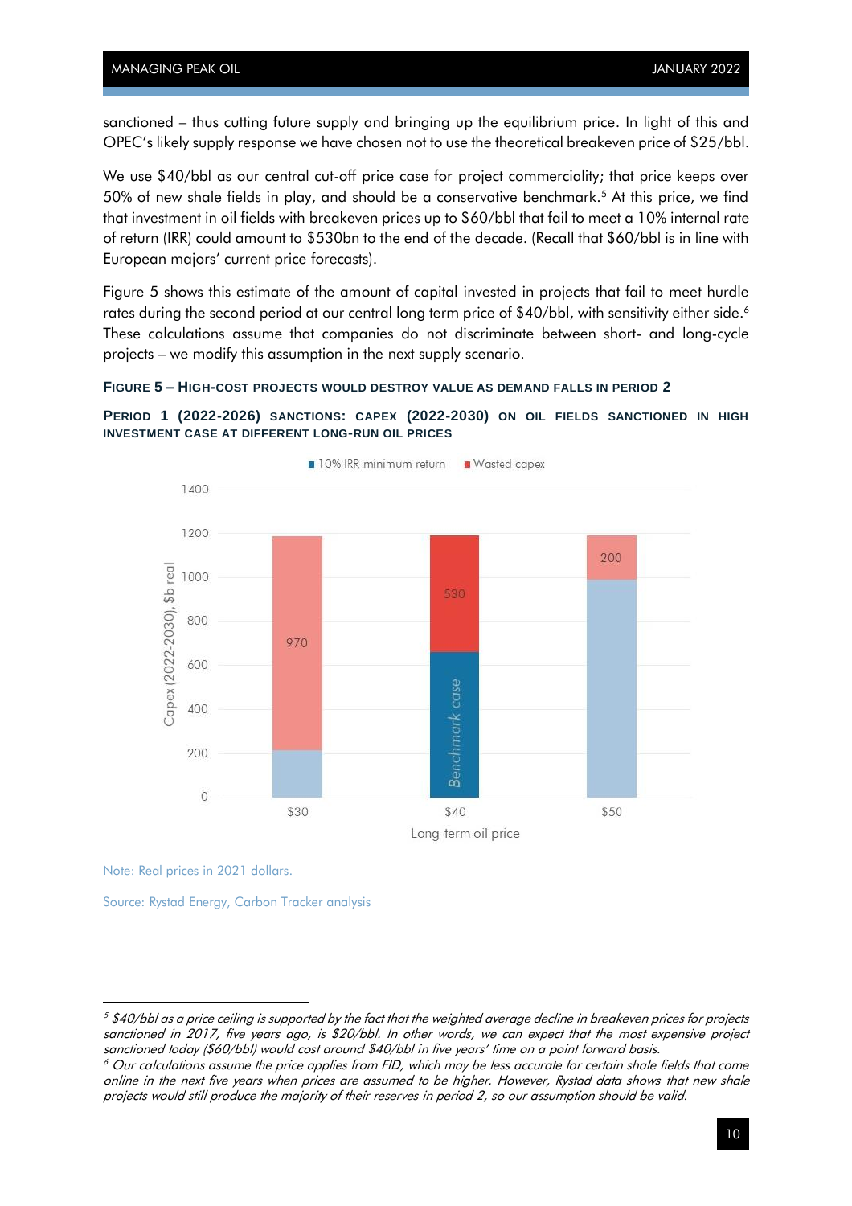sanctioned – thus cutting future supply and bringing up the equilibrium price. In light of this and OPEC's likely supply response we have chosen not to use the theoretical breakeven price of $25/bbl.

We use $40/bbl as our central cut-off price case for project commerciality; that price keeps over 50% of new shale fields in play, and should be a conservative benchmark.[5] At this price, we find that investment in oil fields with breakeven prices up to $60/bbl that fail to meet a 10% internal rate of return (IRR) could amount to $530bn to the end of the decade. (Recall that $60/bbl is in line with European majors' current price forecasts).

Figure 5 shows this estimate of the amount of capital invested in projects that fail to meet hurdle rates during the second period at our central long term price of $40/bbl, with sensitivity either side.[6] These calculations assume that companies do not discriminate between short- and long-cycle projects – we modify this assumption in the next supply scenario.

**FIGURE 5 – HIGH-COST PROJECTS WOULD DESTROY VALUE AS DEMAND FALLS IN PERIOD 2**

**PERIOD 1 (2022-2026) SANCTIONS: CAPEX (2022-2030) ON OIL FIELDS SANCTIONED IN HIGH INVESTMENT CASE AT DIFFERENT LONG-RUN OIL PRICES**

Note: Real prices in 2021 dollars.

Source: Rystad Energy, Carbon Tracker analysis

---

[5] *$40/bbl as a price ceiling is supported by the fact that the weighted average decline in breakeven prices for projects sanctioned in 2017, five years ago, is $20/bbl. In other words, we can expect that the most expensive project sanctioned today ($60/bbl) would cost around $40/bbl in five years' time on a point forward basis.*

[6] *Our calculations assume the price applies from FID, which may be less accurate for certain shale fields that come online in the next five years when prices are assumed to be higher. However, Rystad data shows that new shale projects would still produce the majority of their reserves in period 2, so our assumption should be valid.*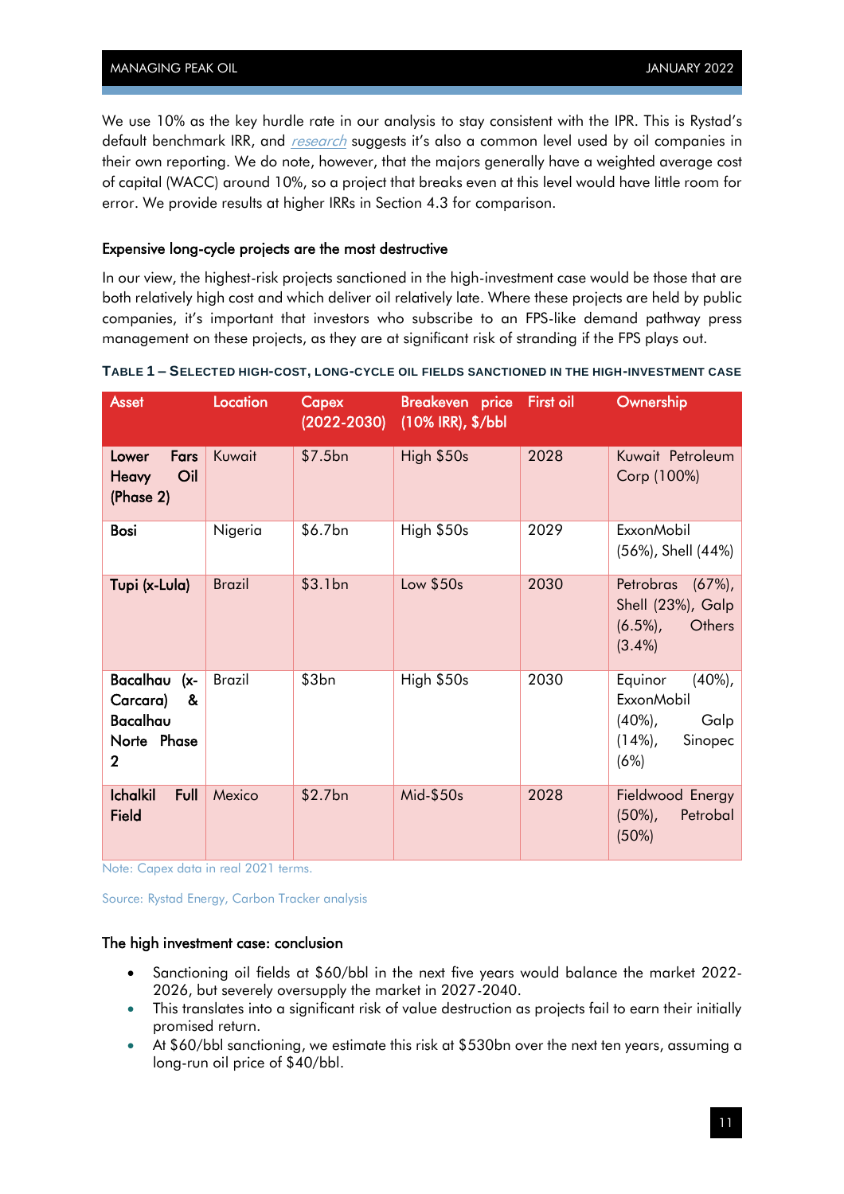We use 10% as the key hurdle rate in our analysis to stay consistent with the IPR. This is Rystad's default benchmark IRR, and [research](#) suggests it's also a common level used by oil companies in their own reporting. We do note, however, that the majors generally have a weighted average cost of capital (WACC) around 10%, so a project that breaks even at this level would have little room for error. We provide results at higher IRRs in Section 4.3 for comparison.

### Expensive long-cycle projects are the most destructive

In our view, the highest-risk projects sanctioned in the high-investment case would be those that are both relatively high cost and which deliver oil relatively late. Where these projects are held by public companies, it's important that investors who subscribe to an FPS-like demand pathway press management on these projects, as they are at significant risk of stranding if the FPS plays out.

**TABLE 1 – SELECTED HIGH-COST, LONG-CYCLE OIL FIELDS SANCTIONED IN THE HIGH-INVESTMENT CASE**

| Asset | Location | Capex (2022-2030) | Breakeven price (10% IRR), $/bbl | First oil | Ownership |
|---|---|---|---|---|---|
| **Lower Fars Heavy Oil (Phase 2)** | Kuwait | $7.5bn | High $50s | 2028 | Kuwait Petroleum Corp (100%) |
| **Bosi** | Nigeria | $6.7bn | High $50s | 2029 | ExxonMobil (56%), Shell (44%) |
| **Tupi (x-Lula)** | Brazil | $3.1bn | Low $50s | 2030 | Petrobras (67%), Shell (23%), Galp (6.5%), Others (3.4%) |
| **Bacalhau (x-Carcara) & Bacalhau Norte Phase 2** | Brazil | $3bn | High $50s | 2030 | Equinor (40%), ExxonMobil (40%), Galp (14%), Sinopec (6%) |
| **Ichalkil Full Field** | Mexico | $2.7bn | Mid-$50s | 2028 | Fieldwood Energy (50%), Petrobal (50%) |

Note: Capex data in real 2021 terms.

Source: Rystad Energy, Carbon Tracker analysis

### The high investment case: conclusion

- Sanctioning oil fields at $60/bbl in the next five years would balance the market 2022-2026, but severely oversupply the market in 2027-2040.
- This translates into a significant risk of value destruction as projects fail to earn their initially promised return.
- At $60/bbl sanctioning, we estimate this risk at $530bn over the next ten years, assuming a long-run oil price of $40/bbl.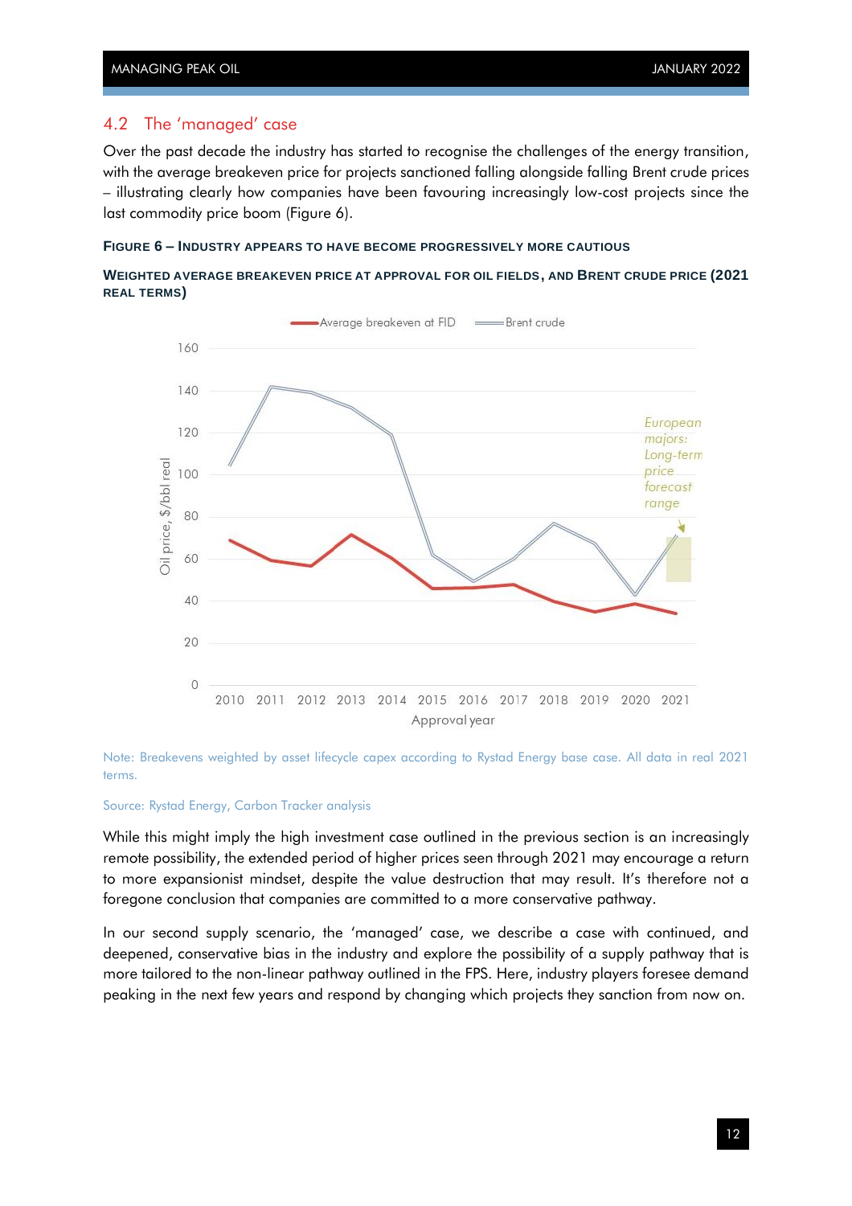## 4.2 The 'managed' case

Over the past decade the industry has started to recognise the challenges of the energy transition, with the average breakeven price for projects sanctioned falling alongside falling Brent crude prices – illustrating clearly how companies have been favouring increasingly low-cost projects since the last commodity price boom (Figure 6).

**FIGURE 6 – INDUSTRY APPEARS TO HAVE BECOME PROGRESSIVELY MORE CAUTIOUS**

**WEIGHTED AVERAGE BREAKEVEN PRICE AT APPROVAL FOR OIL FIELDS, AND BRENT CRUDE PRICE (2021 REAL TERMS)**

Note: Breakevens weighted by asset lifecycle capex according to Rystad Energy base case. All data in real 2021 terms.

Source: Rystad Energy, Carbon Tracker analysis

While this might imply the high investment case outlined in the previous section is an increasingly remote possibility, the extended period of higher prices seen through 2021 may encourage a return to more expansionist mindset, despite the value destruction that may result. It's therefore not a foregone conclusion that companies are committed to a more conservative pathway.

In our second supply scenario, the 'managed' case, we describe a case with continued, and deepened, conservative bias in the industry and explore the possibility of a supply pathway that is more tailored to the non-linear pathway outlined in the FPS. Here, industry players foresee demand peaking in the next few years and respond by changing which projects they sanction from now on.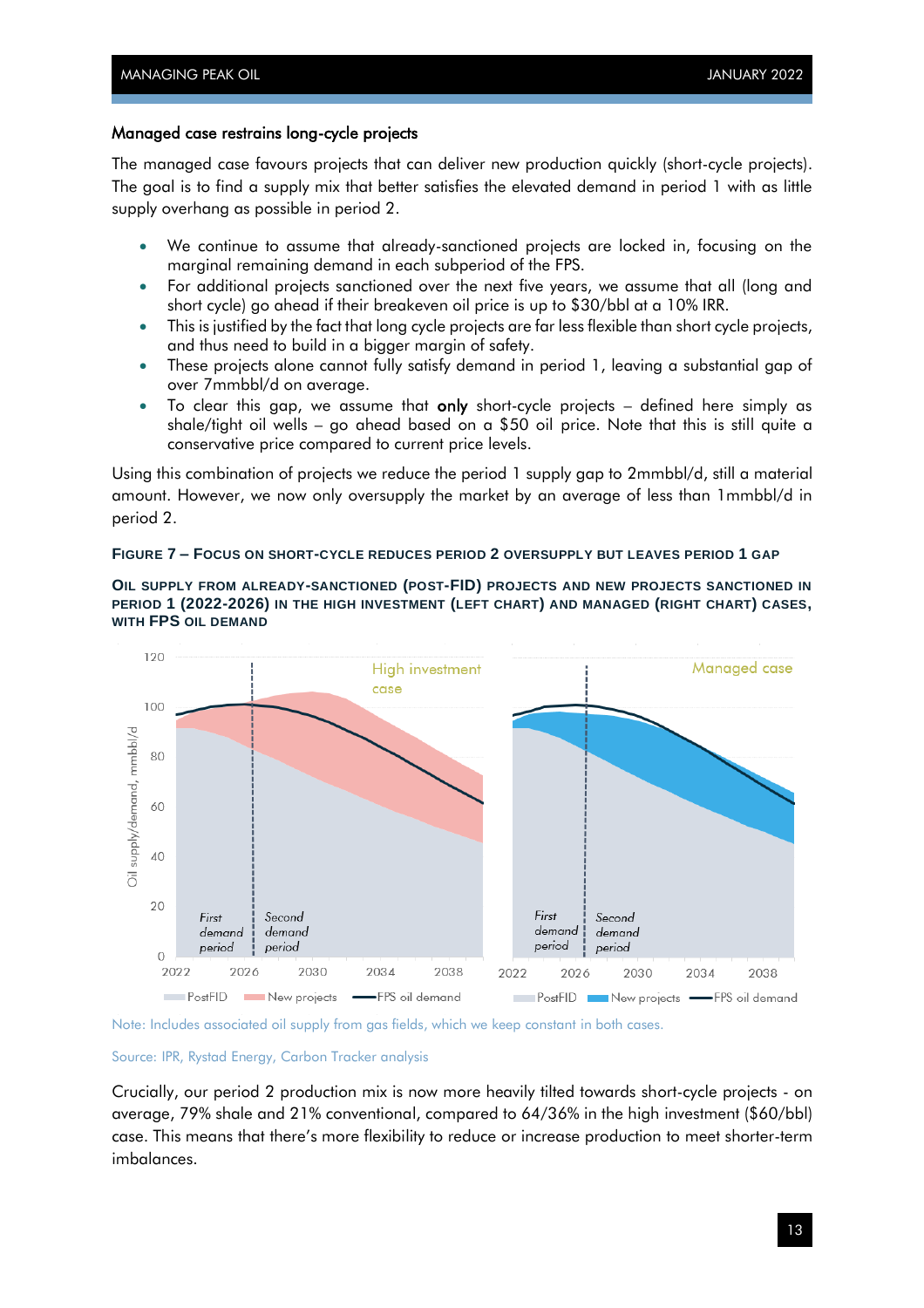### Managed case restrains long-cycle projects

The managed case favours projects that can deliver new production quickly (short-cycle projects). The goal is to find a supply mix that better satisfies the elevated demand in period 1 with as little supply overhang as possible in period 2.

- We continue to assume that already-sanctioned projects are locked in, focusing on the marginal remaining demand in each subperiod of the FPS.
- For additional projects sanctioned over the next five years, we assume that all (long and short cycle) go ahead if their breakeven oil price is up to $30/bbl at a 10% IRR.
- This is justified by the fact that long cycle projects are far less flexible than short cycle projects, and thus need to build in a bigger margin of safety.
- These projects alone cannot fully satisfy demand in period 1, leaving a substantial gap of over 7mmbbl/d on average.
- To clear this gap, we assume that **only** short-cycle projects – defined here simply as shale/tight oil wells – go ahead based on a $50 oil price. Note that this is still quite a conservative price compared to current price levels.

Using this combination of projects we reduce the period 1 supply gap to 2mmbbl/d, still a material amount. However, we now only oversupply the market by an average of less than 1mmbbl/d in period 2.

**Figure 7 – Focus on short-cycle reduces period 2 oversupply but leaves period 1 gap**

**Oil supply from already-sanctioned (post-FID) projects and new projects sanctioned in period 1 (2022-2026) in the high investment (left chart) and managed (right chart) cases, with FPS oil demand**

Note: Includes associated oil supply from gas fields, which we keep constant in both cases.

Source: IPR, Rystad Energy, Carbon Tracker analysis

Crucially, our period 2 production mix is now more heavily tilted towards short-cycle projects - on average, 79% shale and 21% conventional, compared to 64/36% in the high investment ($60/bbl) case. This means that there's more flexibility to reduce or increase production to meet shorter-term imbalances.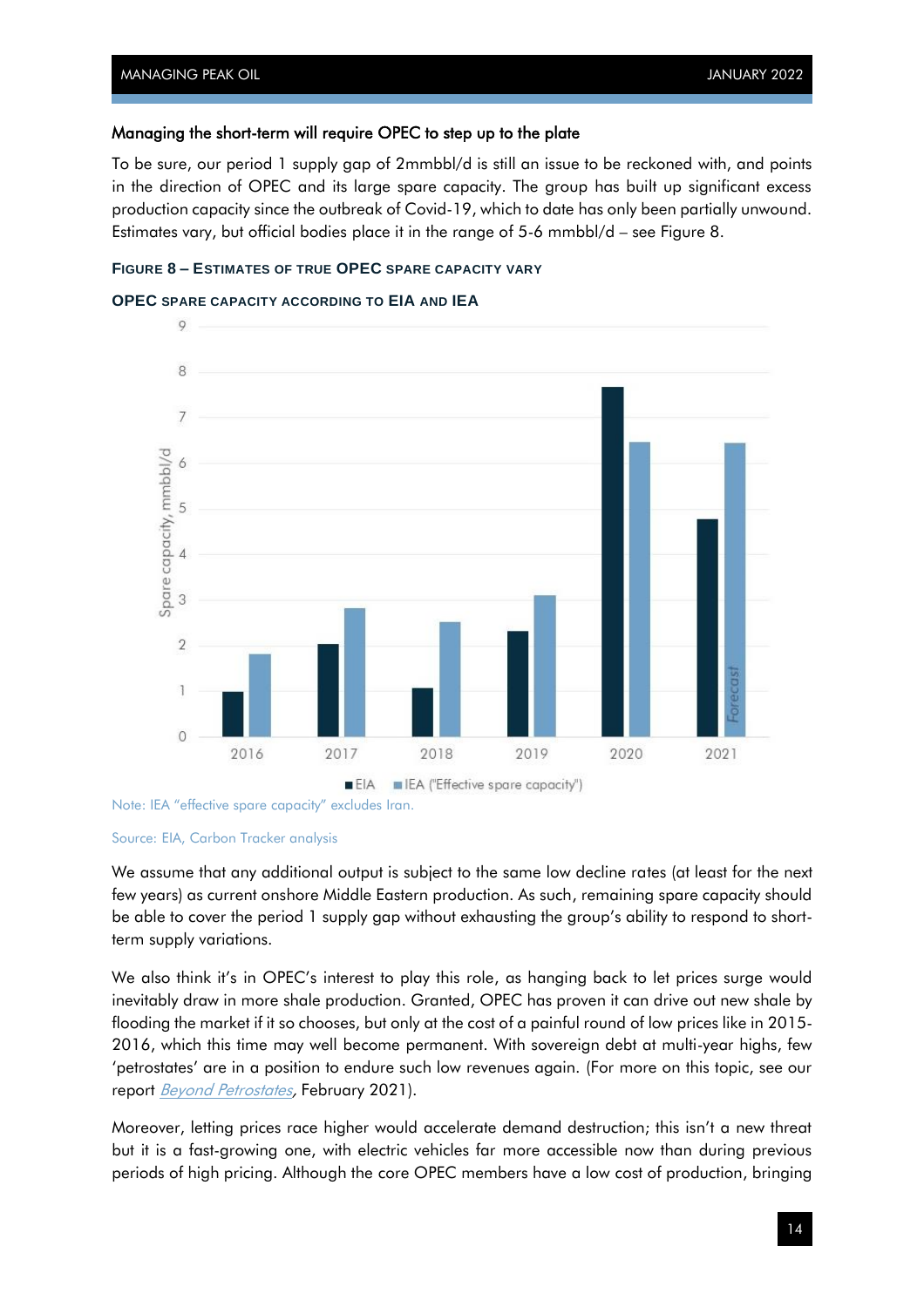### Managing the short-term will require OPEC to step up to the plate

To be sure, our period 1 supply gap of 2mmbbl/d is still an issue to be reckoned with, and points in the direction of OPEC and its large spare capacity. The group has built up significant excess production capacity since the outbreak of Covid-19, which to date has only been partially unwound. Estimates vary, but official bodies place it in the range of 5-6 mmbbl/d – see Figure 8.

**FIGURE 8 – ESTIMATES OF TRUE OPEC SPARE CAPACITY VARY**

**OPEC SPARE CAPACITY ACCORDING TO EIA AND IEA**

Note: IEA "effective spare capacity" excludes Iran.

Source: EIA, Carbon Tracker analysis

We assume that any additional output is subject to the same low decline rates (at least for the next few years) as current onshore Middle Eastern production. As such, remaining spare capacity should be able to cover the period 1 supply gap without exhausting the group's ability to respond to short-term supply variations.

We also think it's in OPEC's interest to play this role, as hanging back to let prices surge would inevitably draw in more shale production. Granted, OPEC has proven it can drive out new shale by flooding the market if it so chooses, but only at the cost of a painful round of low prices like in 2015-2016, which this time may well become permanent. With sovereign debt at multi-year highs, few 'petrostates' are in a position to endure such low revenues again. (For more on this topic, see our report *Beyond Petrostates*, February 2021).

Moreover, letting prices race higher would accelerate demand destruction; this isn't a new threat but it is a fast-growing one, with electric vehicles far more accessible now than during previous periods of high pricing. Although the core OPEC members have a low cost of production, bringing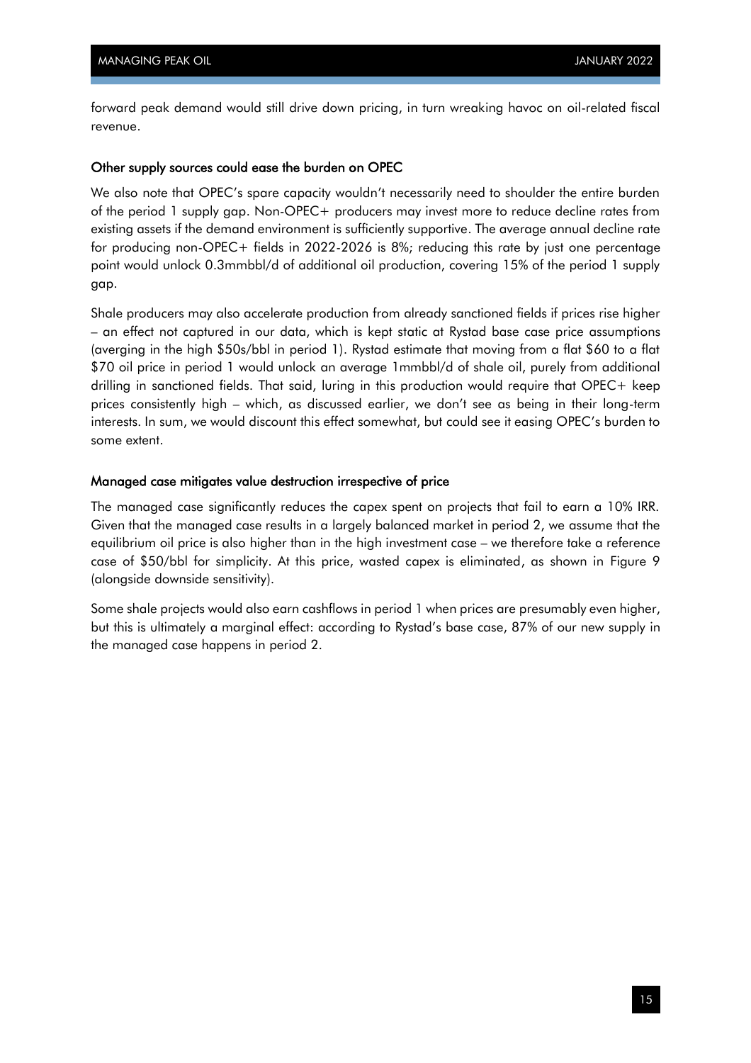forward peak demand would still drive down pricing, in turn wreaking havoc on oil-related fiscal revenue.

### Other supply sources could ease the burden on OPEC

We also note that OPEC's spare capacity wouldn't necessarily need to shoulder the entire burden of the period 1 supply gap. Non-OPEC+ producers may invest more to reduce decline rates from existing assets if the demand environment is sufficiently supportive. The average annual decline rate for producing non-OPEC+ fields in 2022-2026 is 8%; reducing this rate by just one percentage point would unlock 0.3mmbbl/d of additional oil production, covering 15% of the period 1 supply gap.

Shale producers may also accelerate production from already sanctioned fields if prices rise higher – an effect not captured in our data, which is kept static at Rystad base case price assumptions (averging in the high $50s/bbl in period 1). Rystad estimate that moving from a flat $60 to a flat $70 oil price in period 1 would unlock an average 1mmbbl/d of shale oil, purely from additional drilling in sanctioned fields. That said, luring in this production would require that OPEC+ keep prices consistently high – which, as discussed earlier, we don't see as being in their long-term interests. In sum, we would discount this effect somewhat, but could see it easing OPEC's burden to some extent.

### Managed case mitigates value destruction irrespective of price

The managed case significantly reduces the capex spent on projects that fail to earn a 10% IRR. Given that the managed case results in a largely balanced market in period 2, we assume that the equilibrium oil price is also higher than in the high investment case – we therefore take a reference case of $50/bbl for simplicity. At this price, wasted capex is eliminated, as shown in Figure 9 (alongside downside sensitivity).

Some shale projects would also earn cashflows in period 1 when prices are presumably even higher, but this is ultimately a marginal effect: according to Rystad's base case, 87% of our new supply in the managed case happens in period 2.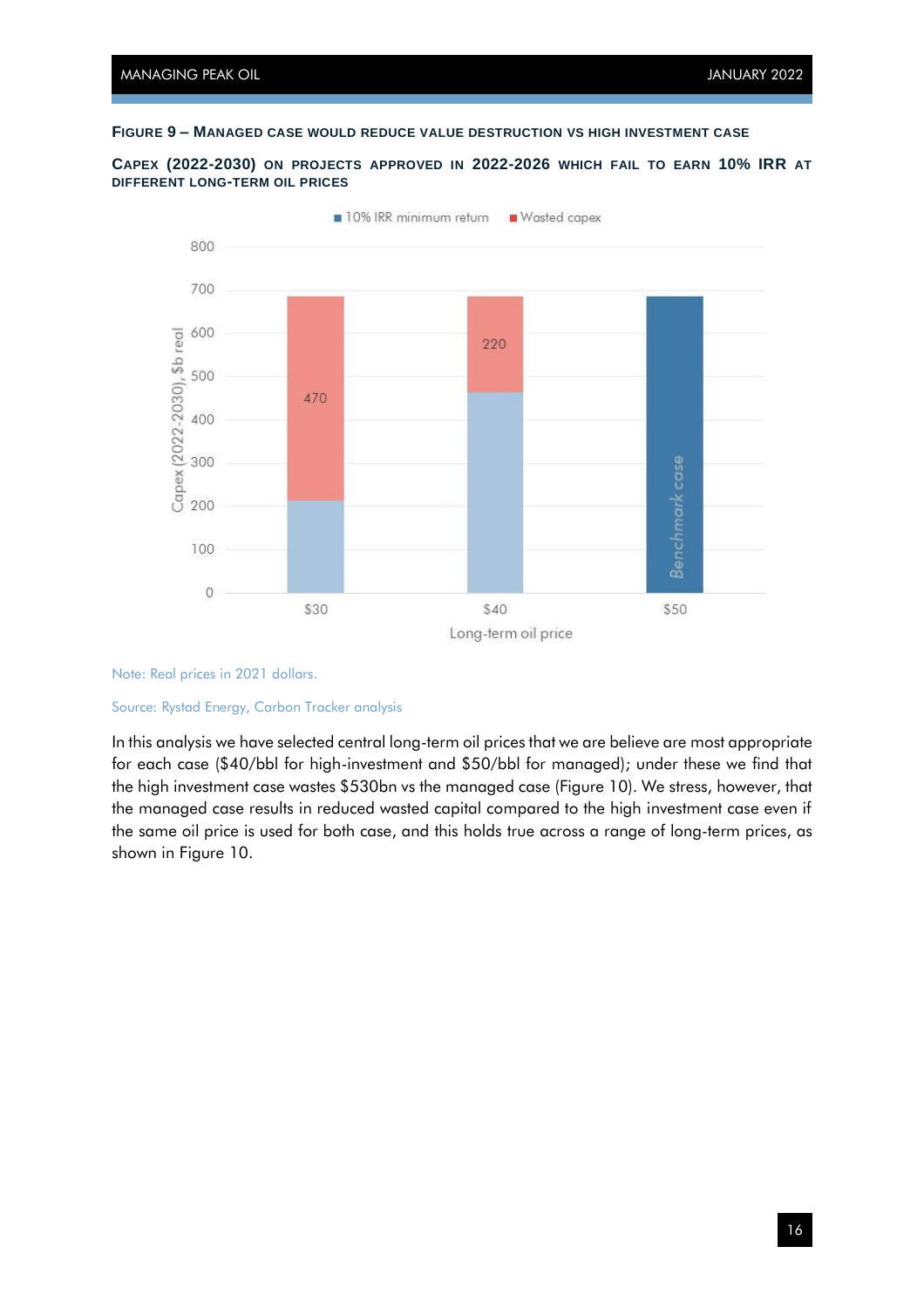**FIGURE 9 – MANAGED CASE WOULD REDUCE VALUE DESTRUCTION VS HIGH INVESTMENT CASE**

**CAPEX (2022-2030) ON PROJECTS APPROVED IN 2022-2026 WHICH FAIL TO EARN 10% IRR AT DIFFERENT LONG-TERM OIL PRICES**

Note: Real prices in 2021 dollars.

Source: Rystad Energy, Carbon Tracker analysis

In this analysis we have selected central long-term oil prices that we are believe are most appropriate for each case ($40/bbl for high-investment and $50/bbl for managed); under these we find that the high investment case wastes $530bn vs the managed case (Figure 10). We stress, however, that the managed case results in reduced wasted capital compared to the high investment case even if the same oil price is used for both case, and this holds true across a range of long-term prices, as shown in Figure 10.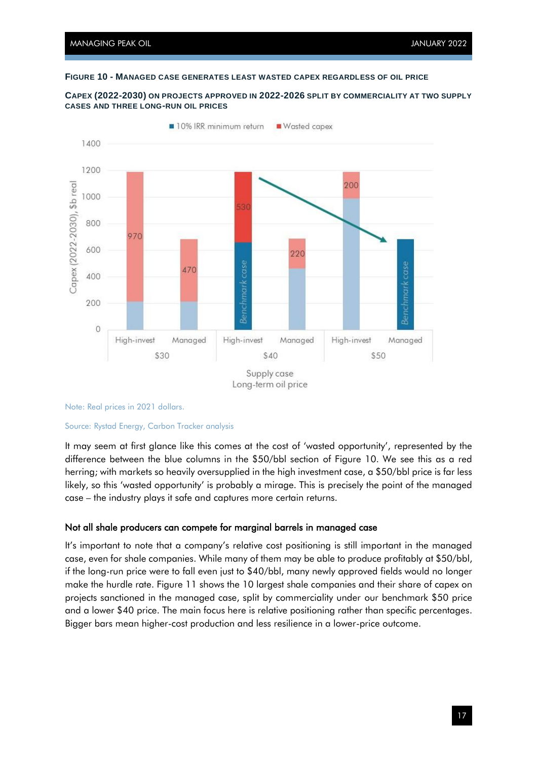**FIGURE 10 - MANAGED CASE GENERATES LEAST WASTED CAPEX REGARDLESS OF OIL PRICE**

**CAPEX (2022-2030) ON PROJECTS APPROVED IN 2022-2026 SPLIT BY COMMERCIALITY AT TWO SUPPLY CASES AND THREE LONG-RUN OIL PRICES**

Note: Real prices in 2021 dollars.

Source: Rystad Energy, Carbon Tracker analysis

It may seem at first glance like this comes at the cost of 'wasted opportunity', represented by the difference between the blue columns in the $50/bbl section of Figure 10. We see this as a red herring; with markets so heavily oversupplied in the high investment case, a $50/bbl price is far less likely, so this 'wasted opportunity' is probably a mirage. This is precisely the point of the managed case – the industry plays it safe and captures more certain returns.

## Not all shale producers can compete for marginal barrels in managed case

It's important to note that a company's relative cost positioning is still important in the managed case, even for shale companies. While many of them may be able to produce profitably at $50/bbl, if the long-run price were to fall even just to $40/bbl, many newly approved fields would no longer make the hurdle rate. Figure 11 shows the 10 largest shale companies and their share of capex on projects sanctioned in the managed case, split by commerciality under our benchmark $50 price and a lower $40 price. The main focus here is relative positioning rather than specific percentages. Bigger bars mean higher-cost production and less resilience in a lower-price outcome.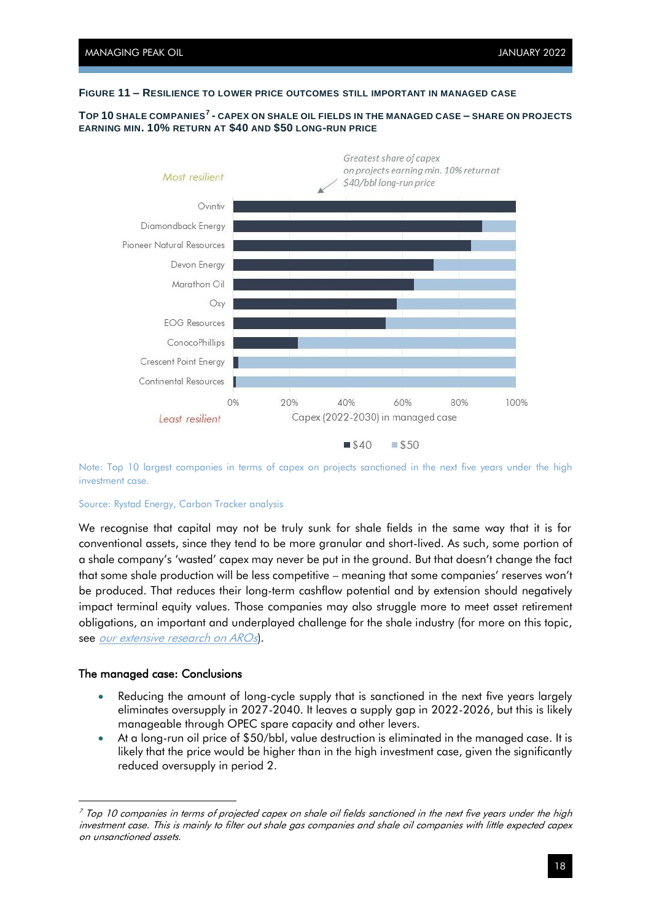**FIGURE 11 – RESILIENCE TO LOWER PRICE OUTCOMES STILL IMPORTANT IN MANAGED CASE**

**TOP 10 SHALE COMPANIES[7] - CAPEX ON SHALE OIL FIELDS IN THE MANAGED CASE – SHARE ON PROJECTS EARNING MIN. 10% RETURN AT $40 AND $50 LONG-RUN PRICE**

Note: Top 10 largest companies in terms of capex on projects sanctioned in the next five years under the high investment case.

Source: Rystad Energy, Carbon Tracker analysis

We recognise that capital may not be truly sunk for shale fields in the same way that it is for conventional assets, since they tend to be more granular and short-lived. As such, some portion of a shale company's 'wasted' capex may never be put in the ground. But that doesn't change the fact that some shale production will be less competitive – meaning that some companies' reserves won't be produced. That reduces their long-term cashflow potential and by extension should negatively impact terminal equity values. Those companies may also struggle more to meet asset retirement obligations, an important and underplayed challenge for the shale industry (for more on this topic, see *our extensive research on AROs*).

### The managed case: Conclusions

- Reducing the amount of long-cycle supply that is sanctioned in the next five years largely eliminates oversupply in 2027-2040. It leaves a supply gap in 2022-2026, but this is likely manageable through OPEC spare capacity and other levers.
- At a long-run oil price of $50/bbl, value destruction is eliminated in the managed case. It is likely that the price would be higher than in the high investment case, given the significantly reduced oversupply in period 2.

---

[7] *Top 10 companies in terms of projected capex on shale oil fields sanctioned in the next five years under the high investment case. This is mainly to filter out shale gas companies and shale oil companies with little expected capex on unsanctioned assets.*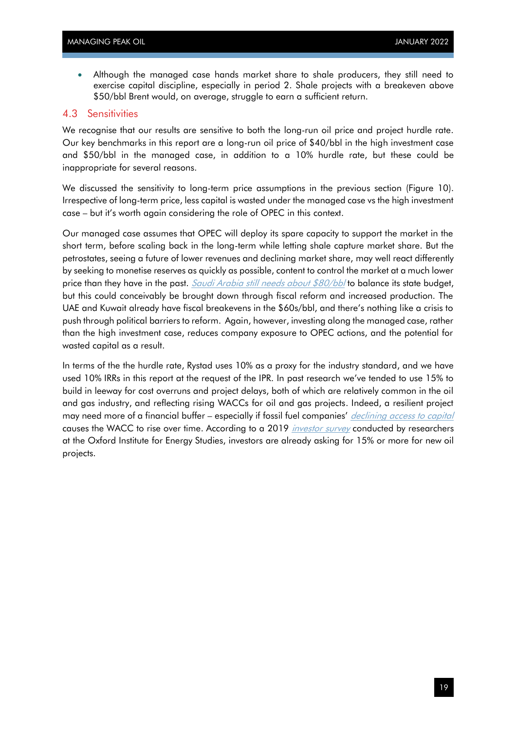- Although the managed case hands market share to shale producers, they still need to exercise capital discipline, especially in period 2. Shale projects with a breakeven above $50/bbl Brent would, on average, struggle to earn a sufficient return.

## 4.3 Sensitivities

We recognise that our results are sensitive to both the long-run oil price and project hurdle rate. Our key benchmarks in this report are a long-run oil price of $40/bbl in the high investment case and $50/bbl in the managed case, in addition to a 10% hurdle rate, but these could be inappropriate for several reasons.

We discussed the sensitivity to long-term price assumptions in the previous section (Figure 10). Irrespective of long-term price, less capital is wasted under the managed case vs the high investment case – but it's worth again considering the role of OPEC in this context.

Our managed case assumes that OPEC will deploy its spare capacity to support the market in the short term, before scaling back in the long-term while letting shale capture market share. But the petrostates, seeing a future of lower revenues and declining market share, may well react differently by seeking to monetise reserves as quickly as possible, content to control the market at a much lower price than they have in the past. *Saudi Arabia still needs about $80/bbl* to balance its state budget, but this could conceivably be brought down through fiscal reform and increased production. The UAE and Kuwait already have fiscal breakevens in the $60s/bbl, and there's nothing like a crisis to push through political barriers to reform. Again, however, investing along the managed case, rather than the high investment case, reduces company exposure to OPEC actions, and the potential for wasted capital as a result.

In terms of the the hurdle rate, Rystad uses 10% as a proxy for the industry standard, and we have used 10% IRRs in this report at the request of the IPR. In past research we've tended to use 15% to build in leeway for cost overruns and project delays, both of which are relatively common in the oil and gas industry, and reflecting rising WACCs for oil and gas projects. Indeed, a resilient project may need more of a financial buffer – especially if fossil fuel companies' *declining access to capital* causes the WACC to rise over time. According to a 2019 *investor survey* conducted by researchers at the Oxford Institute for Energy Studies, investors are already asking for 15% or more for new oil projects.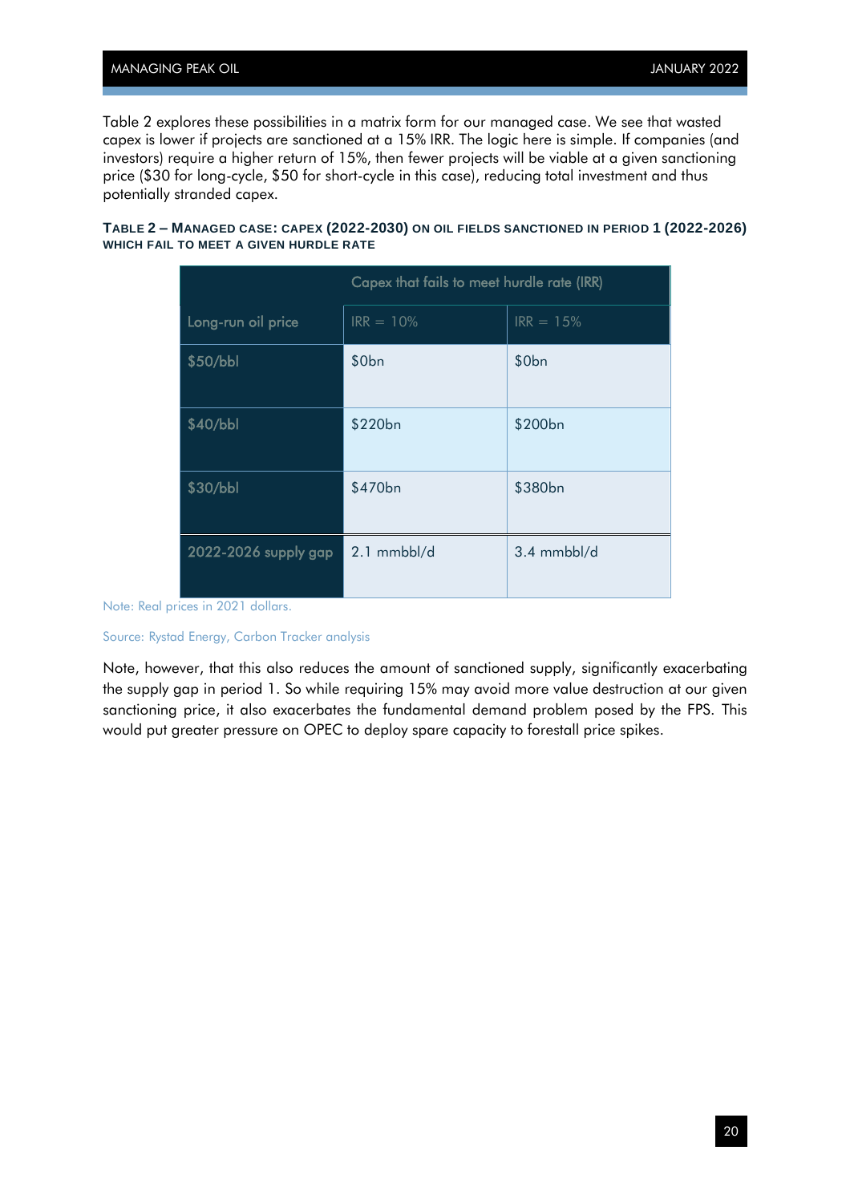Table 2 explores these possibilities in a matrix form for our managed case. We see that wasted capex is lower if projects are sanctioned at a 15% IRR. The logic here is simple. If companies (and investors) require a higher return of 15%, then fewer projects will be viable at a given sanctioning price ($30 for long-cycle, $50 for short-cycle in this case), reducing total investment and thus potentially stranded capex.

**TABLE 2 – MANAGED CASE: CAPEX (2022-2030) ON OIL FIELDS SANCTIONED IN PERIOD 1 (2022-2026) WHICH FAIL TO MEET A GIVEN HURDLE RATE**

| | Capex that fails to meet hurdle rate (IRR) | |
|---|---|---|
| Long-run oil price | IRR = 10% | IRR = 15% |
| $50/bbl | $0bn | $0bn |
| $40/bbl | $220bn | $200bn |
| $30/bbl | $470bn | $380bn |
| 2022-2026 supply gap | 2.1 mmbbl/d | 3.4 mmbbl/d |

Note: Real prices in 2021 dollars.

Source: Rystad Energy, Carbon Tracker analysis

Note, however, that this also reduces the amount of sanctioned supply, significantly exacerbating the supply gap in period 1. So while requiring 15% may avoid more value destruction at our given sanctioning price, it also exacerbates the fundamental demand problem posed by the FPS. This would put greater pressure on OPEC to deploy spare capacity to forestall price spikes.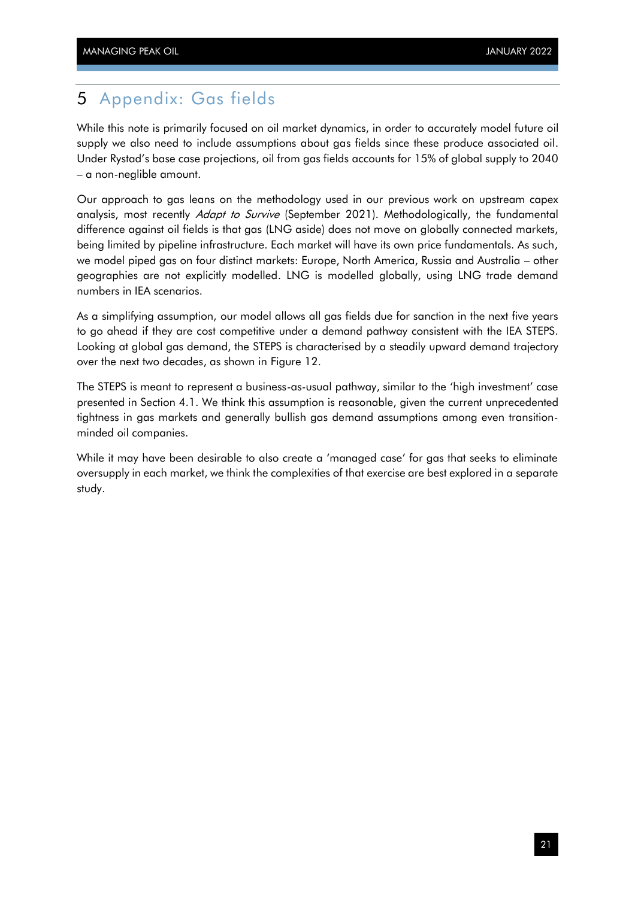# 5 Appendix: Gas fields

While this note is primarily focused on oil market dynamics, in order to accurately model future oil supply we also need to include assumptions about gas fields since these produce associated oil. Under Rystad's base case projections, oil from gas fields accounts for 15% of global supply to 2040 – a non-neglible amount.

Our approach to gas leans on the methodology used in our previous work on upstream capex analysis, most recently *Adapt to Survive* (September 2021). Methodologically, the fundamental difference against oil fields is that gas (LNG aside) does not move on globally connected markets, being limited by pipeline infrastructure. Each market will have its own price fundamentals. As such, we model piped gas on four distinct markets: Europe, North America, Russia and Australia – other geographies are not explicitly modelled. LNG is modelled globally, using LNG trade demand numbers in IEA scenarios.

As a simplifying assumption, our model allows all gas fields due for sanction in the next five years to go ahead if they are cost competitive under a demand pathway consistent with the IEA STEPS. Looking at global gas demand, the STEPS is characterised by a steadily upward demand trajectory over the next two decades, as shown in Figure 12.

The STEPS is meant to represent a business-as-usual pathway, similar to the 'high investment' case presented in Section 4.1. We think this assumption is reasonable, given the current unprecedented tightness in gas markets and generally bullish gas demand assumptions among even transition-minded oil companies.

While it may have been desirable to also create a 'managed case' for gas that seeks to eliminate oversupply in each market, we think the complexities of that exercise are best explored in a separate study.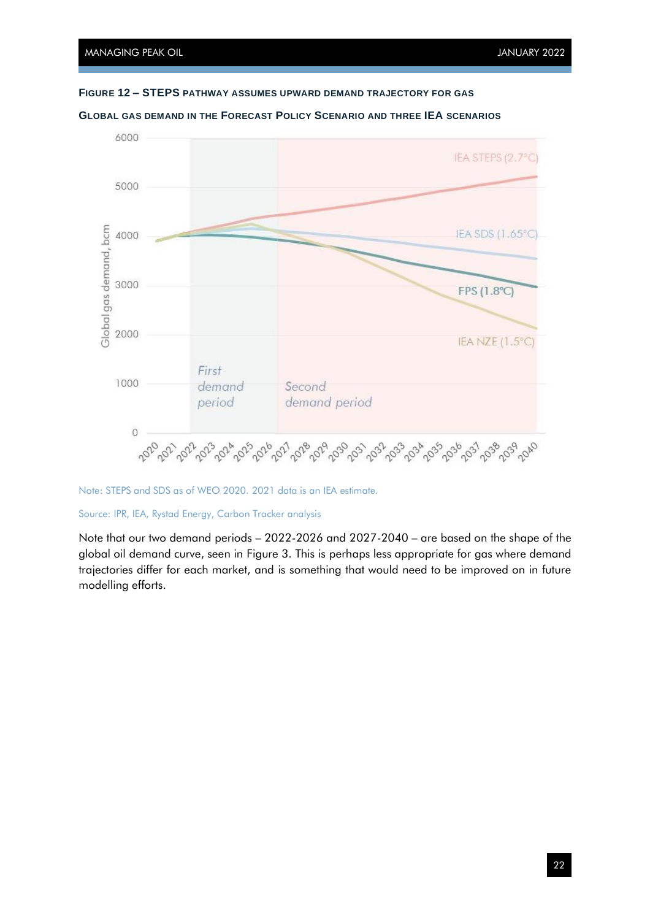**FIGURE 12 – STEPS PATHWAY ASSUMES UPWARD DEMAND TRAJECTORY FOR GAS**

**GLOBAL GAS DEMAND IN THE FORECAST POLICY SCENARIO AND THREE IEA SCENARIOS**

Note: STEPS and SDS as of WEO 2020. 2021 data is an IEA estimate.

Source: IPR, IEA, Rystad Energy, Carbon Tracker analysis

Note that our two demand periods – 2022-2026 and 2027-2040 – are based on the shape of the global oil demand curve, seen in Figure 3. This is perhaps less appropriate for gas where demand trajectories differ for each market, and is something that would need to be improved on in future modelling efforts.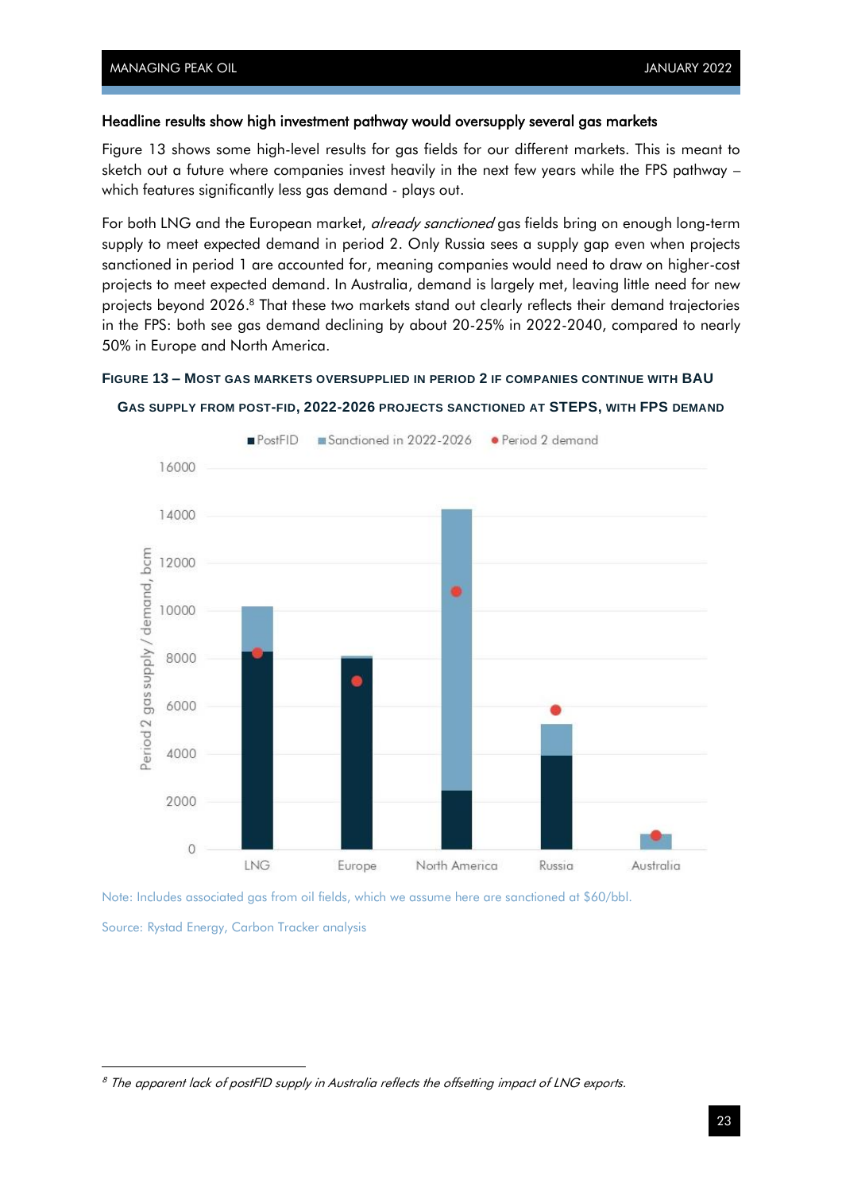### Headline results show high investment pathway would oversupply several gas markets

Figure 13 shows some high-level results for gas fields for our different markets. This is meant to sketch out a future where companies invest heavily in the next few years while the FPS pathway – which features significantly less gas demand - plays out.

For both LNG and the European market, *already sanctioned* gas fields bring on enough long-term supply to meet expected demand in period 2. Only Russia sees a supply gap even when projects sanctioned in period 1 are accounted for, meaning companies would need to draw on higher-cost projects to meet expected demand. In Australia, demand is largely met, leaving little need for new projects beyond 2026.[8] That these two markets stand out clearly reflects their demand trajectories in the FPS: both see gas demand declining by about 20-25% in 2022-2040, compared to nearly 50% in Europe and North America.

**FIGURE 13 – MOST GAS MARKETS OVERSUPPLIED IN PERIOD 2 IF COMPANIES CONTINUE WITH BAU**

**GAS SUPPLY FROM POST-FID, 2022-2026 PROJECTS SANCTIONED AT STEPS, WITH FPS DEMAND**

Note: Includes associated gas from oil fields, which we assume here are sanctioned at $60/bbl.

Source: Rystad Energy, Carbon Tracker analysis

[8] *The apparent lack of postFID supply in Australia reflects the offsetting impact of LNG exports.*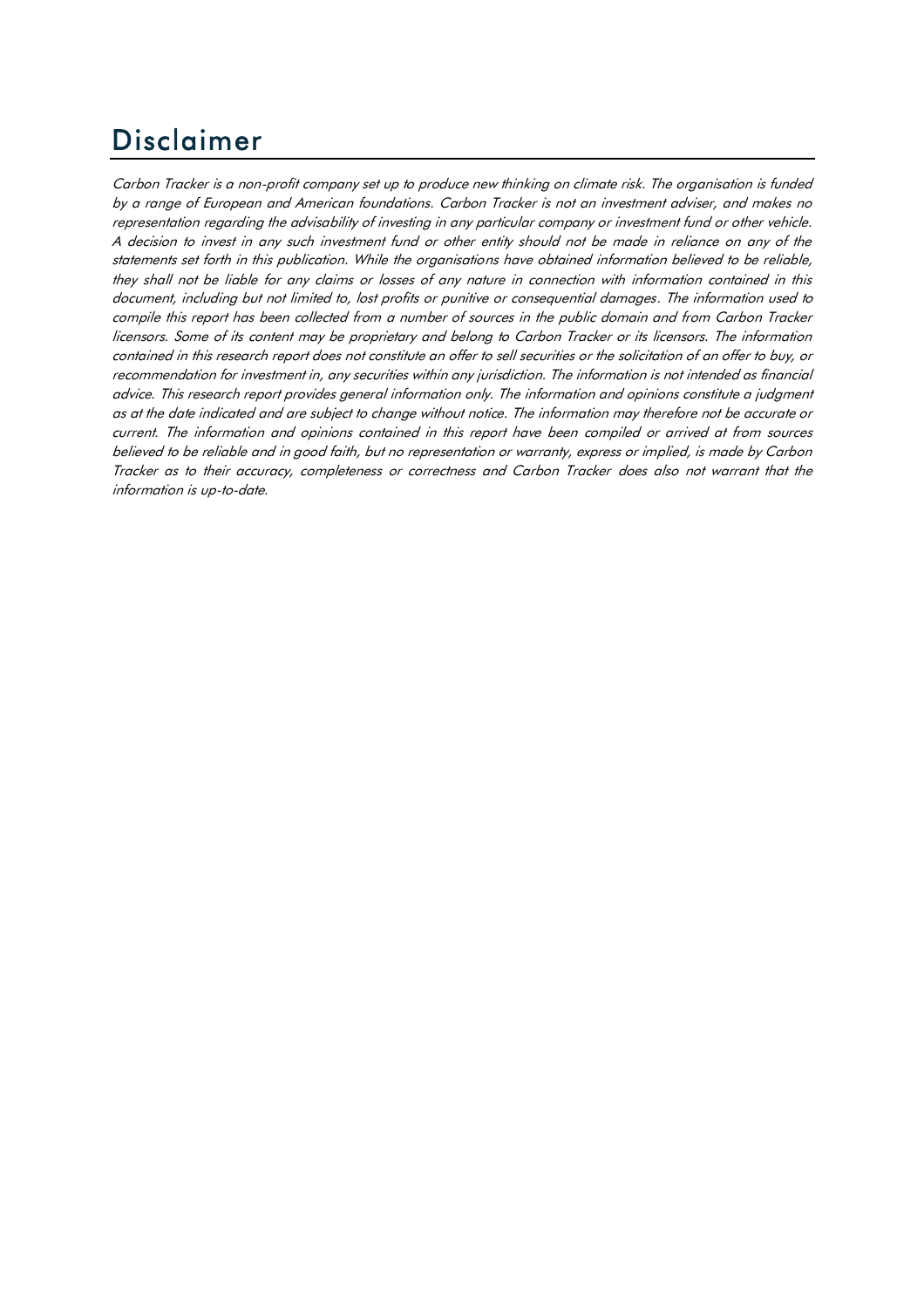# Disclaimer

*Carbon Tracker is a non-profit company set up to produce new thinking on climate risk. The organisation is funded by a range of European and American foundations. Carbon Tracker is not an investment adviser, and makes no representation regarding the advisability of investing in any particular company or investment fund or other vehicle. A decision to invest in any such investment fund or other entity should not be made in reliance on any of the statements set forth in this publication. While the organisations have obtained information believed to be reliable, they shall not be liable for any claims or losses of any nature in connection with information contained in this document, including but not limited to, lost profits or punitive or consequential damages. The information used to compile this report has been collected from a number of sources in the public domain and from Carbon Tracker licensors. Some of its content may be proprietary and belong to Carbon Tracker or its licensors. The information contained in this research report does not constitute an offer to sell securities or the solicitation of an offer to buy, or recommendation for investment in, any securities within any jurisdiction. The information is not intended as financial advice. This research report provides general information only. The information and opinions constitute a judgment as at the date indicated and are subject to change without notice. The information may therefore not be accurate or current. The information and opinions contained in this report have been compiled or arrived at from sources believed to be reliable and in good faith, but no representation or warranty, express or implied, is made by Carbon Tracker as to their accuracy, completeness or correctness and Carbon Tracker does also not warrant that the information is up-to-date.*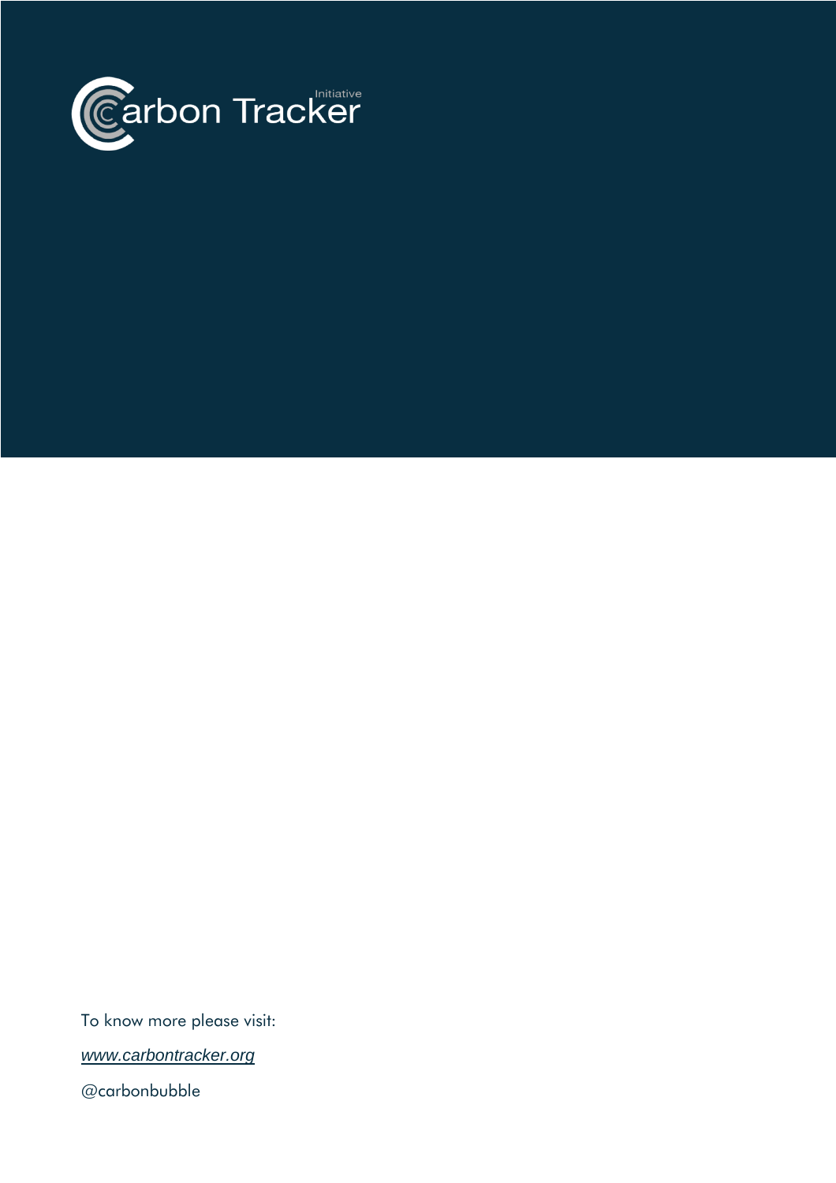Carbon Tracker Initiative

To know more please visit:

www.carbontracker.org

@carbonbubble